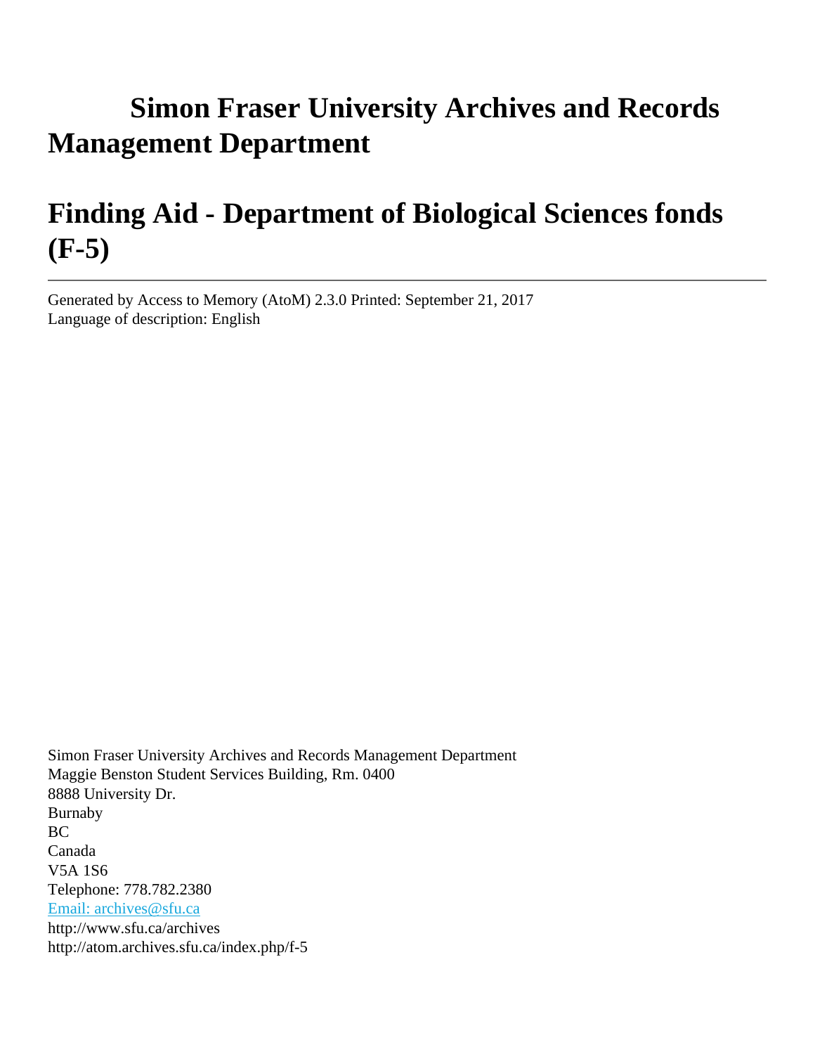# Simon Fraser University Archives and Records Management Department

# Finding Aid - Department of Biological Sciences fonds (F-5)

---

Generated by Access to Memory (AtoM) 2.3.0 Printed: September 21, 2017
Language of description: English

Simon Fraser University Archives and Records Management Department
Maggie Benston Student Services Building, Rm. 0400
8888 University Dr.
Burnaby
BC
Canada
V5A 1S6
Telephone: 778.782.2380
[Email: archives@sfu.ca](mailto:archives@sfu.ca)
http://www.sfu.ca/archives
http://atom.archives.sfu.ca/index.php/f-5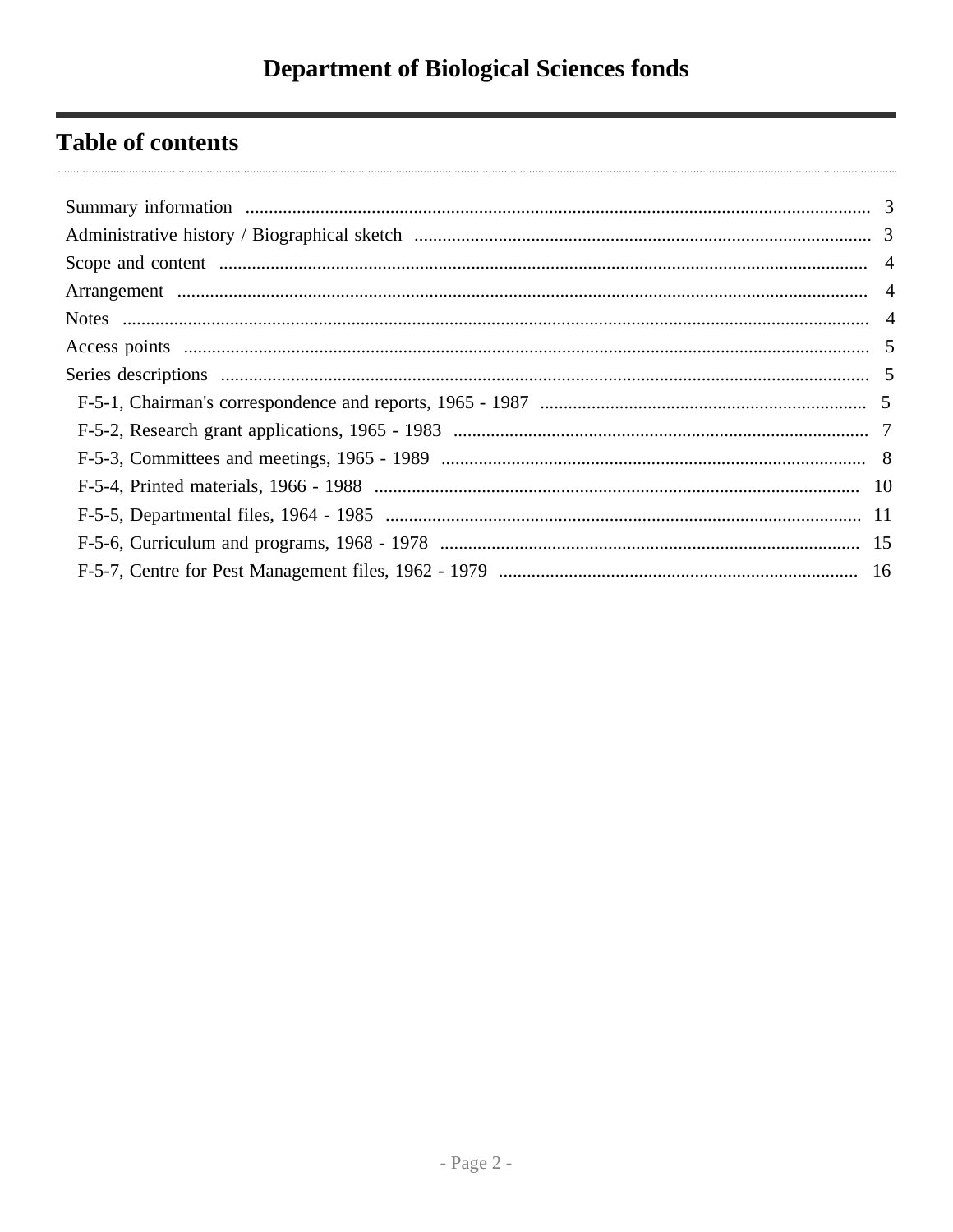# Department of Biological Sciences fonds

## Table of contents

Summary information ............................................................................................................................. 3
Administrative history / Biographical sketch ........................................................................................ 3
Scope and content ................................................................................................................................ 4
Arrangement .......................................................................................................................................... 4
Notes ..................................................................................................................................................... 4
Access points ........................................................................................................................................ 5
Series descriptions ................................................................................................................................ 5
- F-5-1, Chairman's correspondence and reports, 1965 - 1987 ..................................................................... 5
- F-5-2, Research grant applications, 1965 - 1983 ......................................................................................... 7
- F-5-3, Committees and meetings, 1965 - 1989 ............................................................................................ 8
- F-5-4, Printed materials, 1966 - 1988 ........................................................................................................ 10
- F-5-5, Departmental files, 1964 - 1985 ..................................................................................................... 11
- F-5-6, Curriculum and programs, 1968 - 1978 .......................................................................................... 15
- F-5-7, Centre for Pest Management files, 1962 - 1979 ............................................................................ 16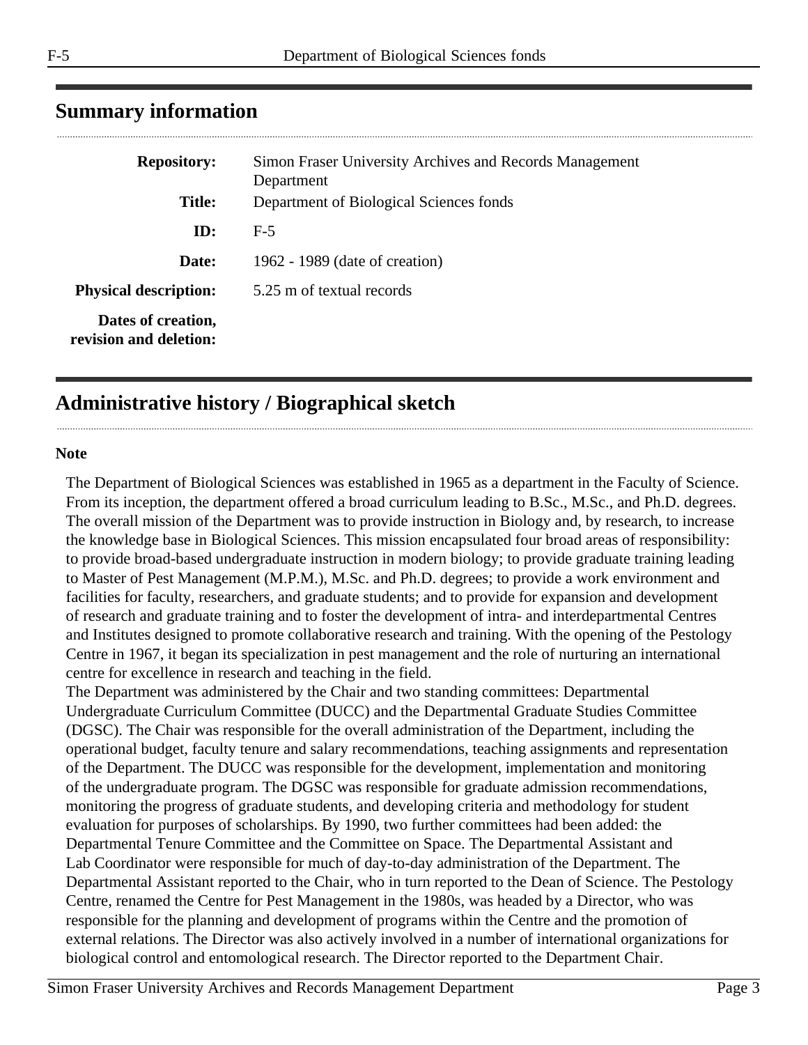## Summary information

| | |
|---|---|
| **Repository:** | Simon Fraser University Archives and Records Management Department |
| **Title:** | Department of Biological Sciences fonds |
| **ID:** | F-5 |
| **Date:** | 1962 - 1989 (date of creation) |
| **Physical description:** | 5.25 m of textual records |
| **Dates of creation, revision and deletion:** | |

## Administrative history / Biographical sketch

**Note**

The Department of Biological Sciences was established in 1965 as a department in the Faculty of Science. From its inception, the department offered a broad curriculum leading to B.Sc., M.Sc., and Ph.D. degrees. The overall mission of the Department was to provide instruction in Biology and, by research, to increase the knowledge base in Biological Sciences. This mission encapsulated four broad areas of responsibility: to provide broad-based undergraduate instruction in modern biology; to provide graduate training leading to Master of Pest Management (M.P.M.), M.Sc. and Ph.D. degrees; to provide a work environment and facilities for faculty, researchers, and graduate students; and to provide for expansion and development of research and graduate training and to foster the development of intra- and interdepartmental Centres and Institutes designed to promote collaborative research and training. With the opening of the Pestology Centre in 1967, it began its specialization in pest management and the role of nurturing an international centre for excellence in research and teaching in the field.

The Department was administered by the Chair and two standing committees: Departmental Undergraduate Curriculum Committee (DUCC) and the Departmental Graduate Studies Committee (DGSC). The Chair was responsible for the overall administration of the Department, including the operational budget, faculty tenure and salary recommendations, teaching assignments and representation of the Department. The DUCC was responsible for the development, implementation and monitoring of the undergraduate program. The DGSC was responsible for graduate admission recommendations, monitoring the progress of graduate students, and developing criteria and methodology for student evaluation for purposes of scholarships. By 1990, two further committees had been added: the Departmental Tenure Committee and the Committee on Space. The Departmental Assistant and Lab Coordinator were responsible for much of day-to-day administration of the Department. The Departmental Assistant reported to the Chair, who in turn reported to the Dean of Science. The Pestology Centre, renamed the Centre for Pest Management in the 1980s, was headed by a Director, who was responsible for the planning and development of programs within the Centre and the promotion of external relations. The Director was also actively involved in a number of international organizations for biological control and entomological research. The Director reported to the Department Chair.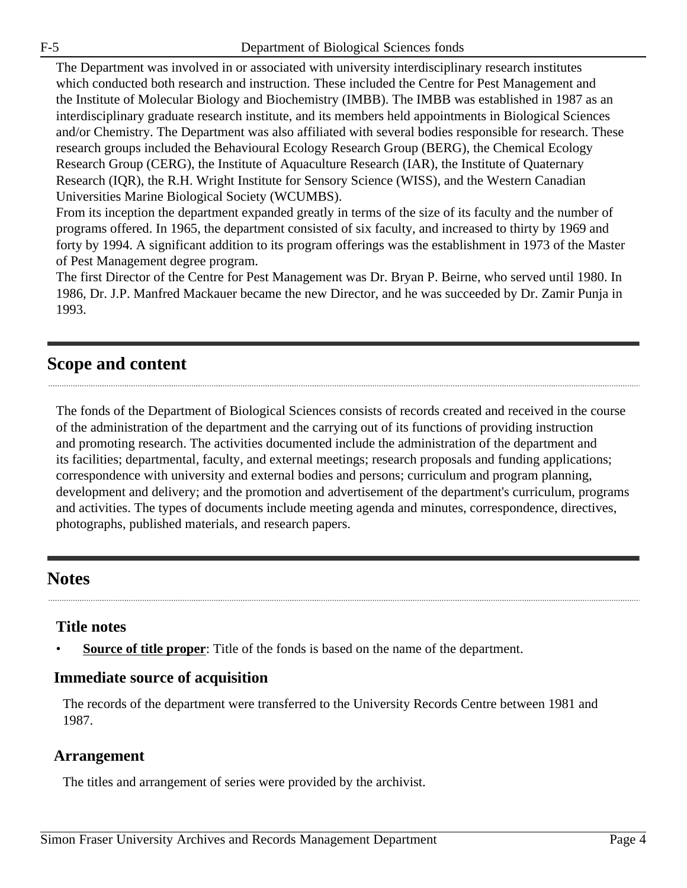The Department was involved in or associated with university interdisciplinary research institutes which conducted both research and instruction. These included the Centre for Pest Management and the Institute of Molecular Biology and Biochemistry (IMBB). The IMBB was established in 1987 as an interdisciplinary graduate research institute, and its members held appointments in Biological Sciences and/or Chemistry. The Department was also affiliated with several bodies responsible for research. These research groups included the Behavioural Ecology Research Group (BERG), the Chemical Ecology Research Group (CERG), the Institute of Aquaculture Research (IAR), the Institute of Quaternary Research (IQR), the R.H. Wright Institute for Sensory Science (WISS), and the Western Canadian Universities Marine Biological Society (WCUMBS).

From its inception the department expanded greatly in terms of the size of its faculty and the number of programs offered. In 1965, the department consisted of six faculty, and increased to thirty by 1969 and forty by 1994. A significant addition to its program offerings was the establishment in 1973 of the Master of Pest Management degree program.

The first Director of the Centre for Pest Management was Dr. Bryan P. Beirne, who served until 1980. In 1986, Dr. J.P. Manfred Mackauer became the new Director, and he was succeeded by Dr. Zamir Punja in 1993.

## Scope and content

The fonds of the Department of Biological Sciences consists of records created and received in the course of the administration of the department and the carrying out of its functions of providing instruction and promoting research. The activities documented include the administration of the department and its facilities; departmental, faculty, and external meetings; research proposals and funding applications; correspondence with university and external bodies and persons; curriculum and program planning, development and delivery; and the promotion and advertisement of the department's curriculum, programs and activities. The types of documents include meeting agenda and minutes, correspondence, directives, photographs, published materials, and research papers.

## Notes

### Title notes

- **Source of title proper**: Title of the fonds is based on the name of the department.

### Immediate source of acquisition

The records of the department were transferred to the University Records Centre between 1981 and 1987.

### Arrangement

The titles and arrangement of series were provided by the archivist.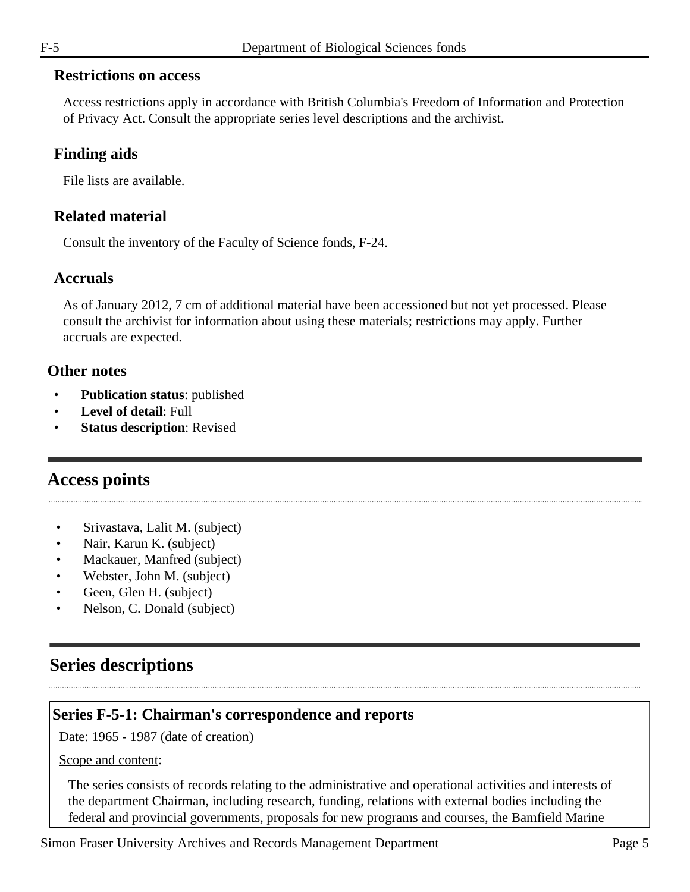### Restrictions on access

Access restrictions apply in accordance with British Columbia's Freedom of Information and Protection of Privacy Act. Consult the appropriate series level descriptions and the archivist.

### Finding aids

File lists are available.

### Related material

Consult the inventory of the Faculty of Science fonds, F-24.

### Accruals

As of January 2012, 7 cm of additional material have been accessioned but not yet processed. Please consult the archivist for information about using these materials; restrictions may apply. Further accruals are expected.

### Other notes

- **Publication status**: published
- **Level of detail**: Full
- **Status description**: Revised

## Access points

- Srivastava, Lalit M. (subject)
- Nair, Karun K. (subject)
- Mackauer, Manfred (subject)
- Webster, John M. (subject)
- Geen, Glen H. (subject)
- Nelson, C. Donald (subject)

## Series descriptions

### Series F-5-1: Chairman's correspondence and reports

Date: 1965 - 1987 (date of creation)

Scope and content:

The series consists of records relating to the administrative and operational activities and interests of the department Chairman, including research, funding, relations with external bodies including the federal and provincial governments, proposals for new programs and courses, the Bamfield Marine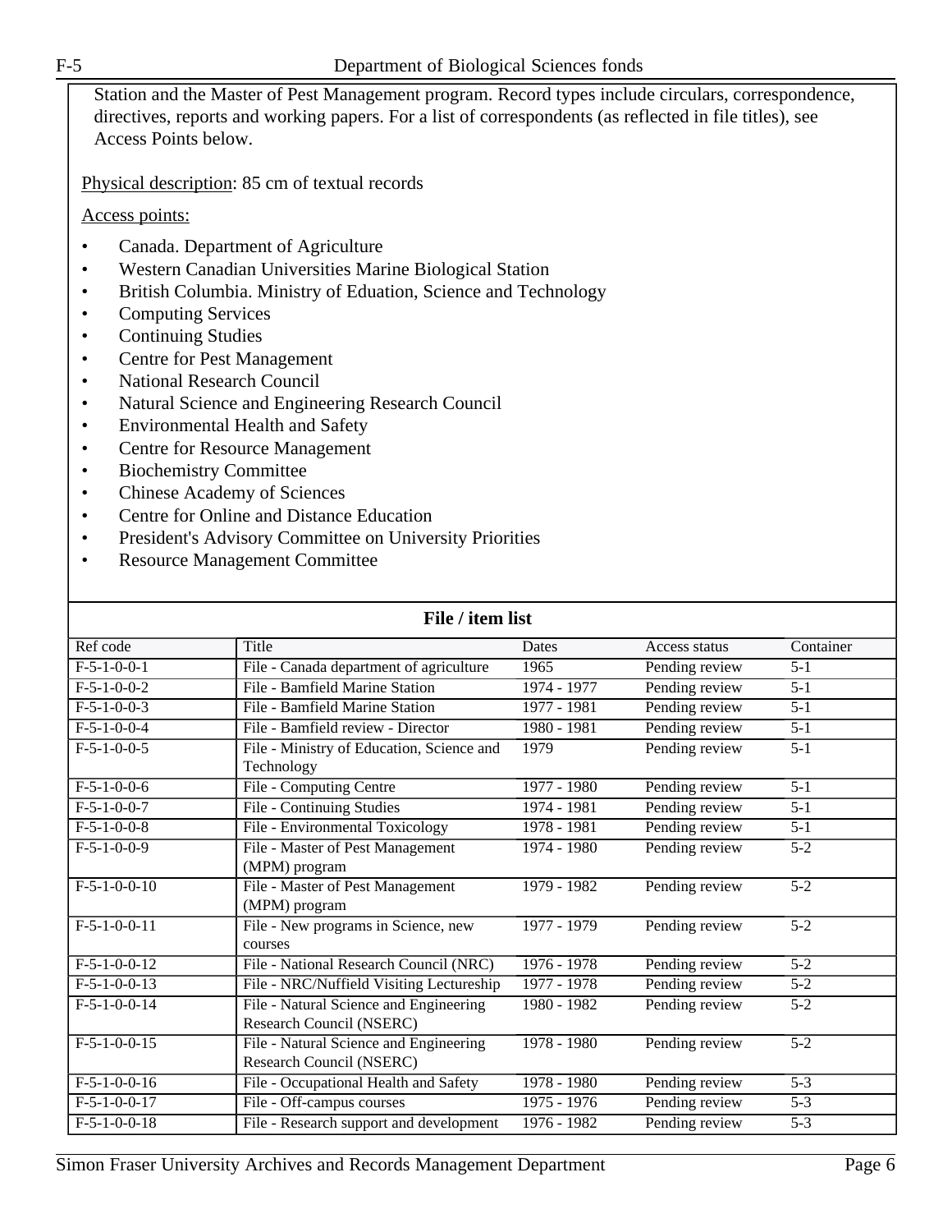Station and the Master of Pest Management program. Record types include circulars, correspondence, directives, reports and working papers. For a list of correspondents (as reflected in file titles), see Access Points below.

Physical description: 85 cm of textual records

Access points:

- Canada. Department of Agriculture
- Western Canadian Universities Marine Biological Station
- British Columbia. Ministry of Eduation, Science and Technology
- Computing Services
- Continuing Studies
- Centre for Pest Management
- National Research Council
- Natural Science and Engineering Research Council
- Environmental Health and Safety
- Centre for Resource Management
- Biochemistry Committee
- Chinese Academy of Sciences
- Centre for Online and Distance Education
- President's Advisory Committee on University Priorities
- Resource Management Committee

## File / item list

| Ref code | Title | Dates | Access status | Container |
|---|---|---|---|---|
| F-5-1-0-0-1 | File - Canada department of agriculture | 1965 | Pending review | 5-1 |
| F-5-1-0-0-2 | File - Bamfield Marine Station | 1974 - 1977 | Pending review | 5-1 |
| F-5-1-0-0-3 | File - Bamfield Marine Station | 1977 - 1981 | Pending review | 5-1 |
| F-5-1-0-0-4 | File - Bamfield review - Director | 1980 - 1981 | Pending review | 5-1 |
| F-5-1-0-0-5 | File - Ministry of Education, Science and Technology | 1979 | Pending review | 5-1 |
| F-5-1-0-0-6 | File - Computing Centre | 1977 - 1980 | Pending review | 5-1 |
| F-5-1-0-0-7 | File - Continuing Studies | 1974 - 1981 | Pending review | 5-1 |
| F-5-1-0-0-8 | File - Environmental Toxicology | 1978 - 1981 | Pending review | 5-1 |
| F-5-1-0-0-9 | File - Master of Pest Management (MPM) program | 1974 - 1980 | Pending review | 5-2 |
| F-5-1-0-0-10 | File - Master of Pest Management (MPM) program | 1979 - 1982 | Pending review | 5-2 |
| F-5-1-0-0-11 | File - New programs in Science, new courses | 1977 - 1979 | Pending review | 5-2 |
| F-5-1-0-0-12 | File - National Research Council (NRC) | 1976 - 1978 | Pending review | 5-2 |
| F-5-1-0-0-13 | File - NRC/Nuffield Visiting Lectureship | 1977 - 1978 | Pending review | 5-2 |
| F-5-1-0-0-14 | File - Natural Science and Engineering Research Council (NSERC) | 1980 - 1982 | Pending review | 5-2 |
| F-5-1-0-0-15 | File - Natural Science and Engineering Research Council (NSERC) | 1978 - 1980 | Pending review | 5-2 |
| F-5-1-0-0-16 | File - Occupational Health and Safety | 1978 - 1980 | Pending review | 5-3 |
| F-5-1-0-0-17 | File - Off-campus courses | 1975 - 1976 | Pending review | 5-3 |
| F-5-1-0-0-18 | File - Research support and development | 1976 - 1982 | Pending review | 5-3 |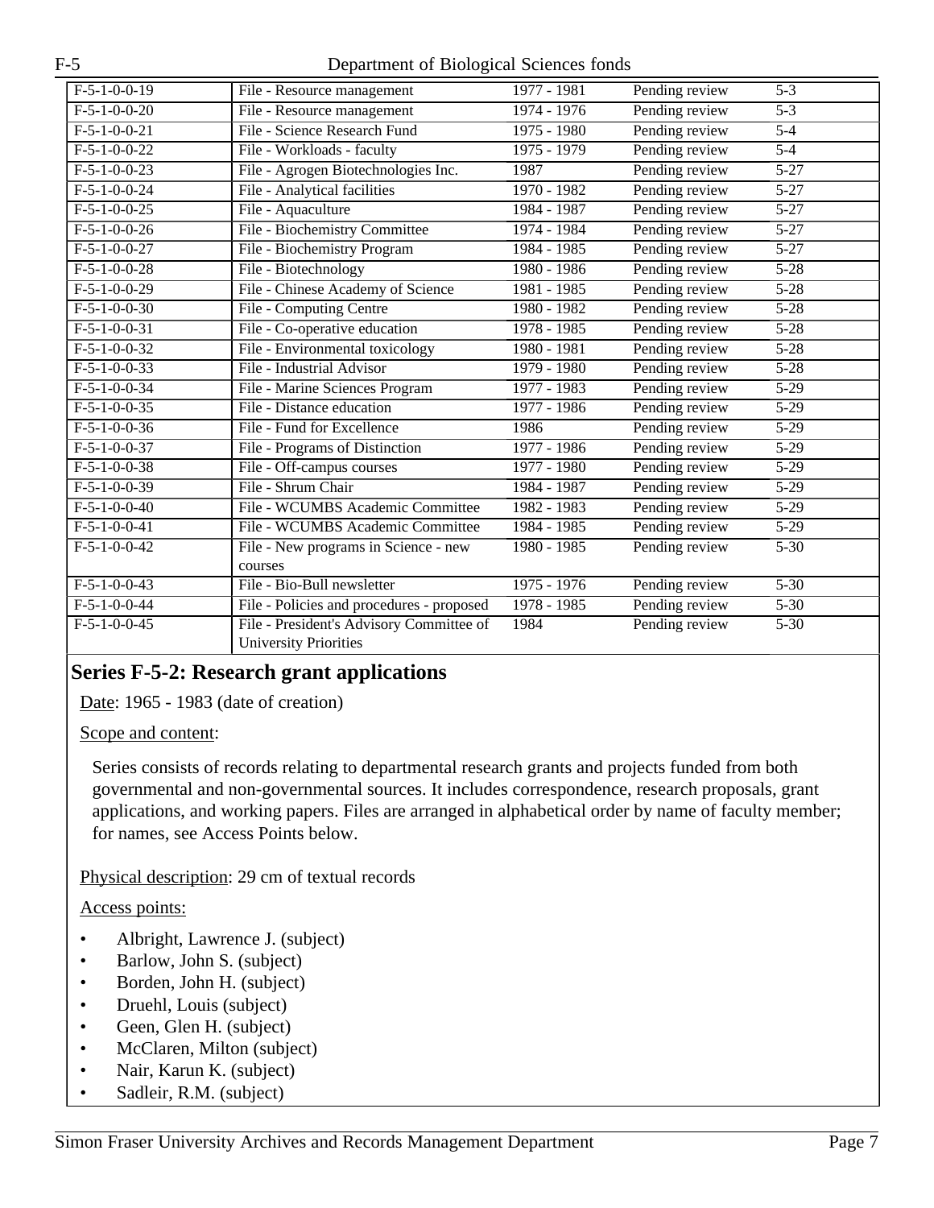| | | | | |
|---|---|---|---|---|
| F-5-1-0-0-19 | File - Resource management | 1977 - 1981 | Pending review | 5-3 |
| F-5-1-0-0-20 | File - Resource management | 1974 - 1976 | Pending review | 5-3 |
| F-5-1-0-0-21 | File - Science Research Fund | 1975 - 1980 | Pending review | 5-4 |
| F-5-1-0-0-22 | File - Workloads - faculty | 1975 - 1979 | Pending review | 5-4 |
| F-5-1-0-0-23 | File - Agrogen Biotechnologies Inc. | 1987 | Pending review | 5-27 |
| F-5-1-0-0-24 | File - Analytical facilities | 1970 - 1982 | Pending review | 5-27 |
| F-5-1-0-0-25 | File - Aquaculture | 1984 - 1987 | Pending review | 5-27 |
| F-5-1-0-0-26 | File - Biochemistry Committee | 1974 - 1984 | Pending review | 5-27 |
| F-5-1-0-0-27 | File - Biochemistry Program | 1984 - 1985 | Pending review | 5-27 |
| F-5-1-0-0-28 | File - Biotechnology | 1980 - 1986 | Pending review | 5-28 |
| F-5-1-0-0-29 | File - Chinese Academy of Science | 1981 - 1985 | Pending review | 5-28 |
| F-5-1-0-0-30 | File - Computing Centre | 1980 - 1982 | Pending review | 5-28 |
| F-5-1-0-0-31 | File - Co-operative education | 1978 - 1985 | Pending review | 5-28 |
| F-5-1-0-0-32 | File - Environmental toxicology | 1980 - 1981 | Pending review | 5-28 |
| F-5-1-0-0-33 | File - Industrial Advisor | 1979 - 1980 | Pending review | 5-28 |
| F-5-1-0-0-34 | File - Marine Sciences Program | 1977 - 1983 | Pending review | 5-29 |
| F-5-1-0-0-35 | File - Distance education | 1977 - 1986 | Pending review | 5-29 |
| F-5-1-0-0-36 | File - Fund for Excellence | 1986 | Pending review | 5-29 |
| F-5-1-0-0-37 | File - Programs of Distinction | 1977 - 1986 | Pending review | 5-29 |
| F-5-1-0-0-38 | File - Off-campus courses | 1977 - 1980 | Pending review | 5-29 |
| F-5-1-0-0-39 | File - Shrum Chair | 1984 - 1987 | Pending review | 5-29 |
| F-5-1-0-0-40 | File - WCUMBS Academic Committee | 1982 - 1983 | Pending review | 5-29 |
| F-5-1-0-0-41 | File - WCUMBS Academic Committee | 1984 - 1985 | Pending review | 5-29 |
| F-5-1-0-0-42 | File - New programs in Science - new courses | 1980 - 1985 | Pending review | 5-30 |
| F-5-1-0-0-43 | File - Bio-Bull newsletter | 1975 - 1976 | Pending review | 5-30 |
| F-5-1-0-0-44 | File - Policies and procedures - proposed | 1978 - 1985 | Pending review | 5-30 |
| F-5-1-0-0-45 | File - President's Advisory Committee of University Priorities | 1984 | Pending review | 5-30 |

## Series F-5-2: Research grant applications

Date: 1965 - 1983 (date of creation)

Scope and content:

Series consists of records relating to departmental research grants and projects funded from both governmental and non-governmental sources. It includes correspondence, research proposals, grant applications, and working papers. Files are arranged in alphabetical order by name of faculty member; for names, see Access Points below.

Physical description: 29 cm of textual records

Access points:

- Albright, Lawrence J. (subject)
- Barlow, John S. (subject)
- Borden, John H. (subject)
- Druehl, Louis (subject)
- Geen, Glen H. (subject)
- McClaren, Milton (subject)
- Nair, Karun K. (subject)
- Sadleir, R.M. (subject)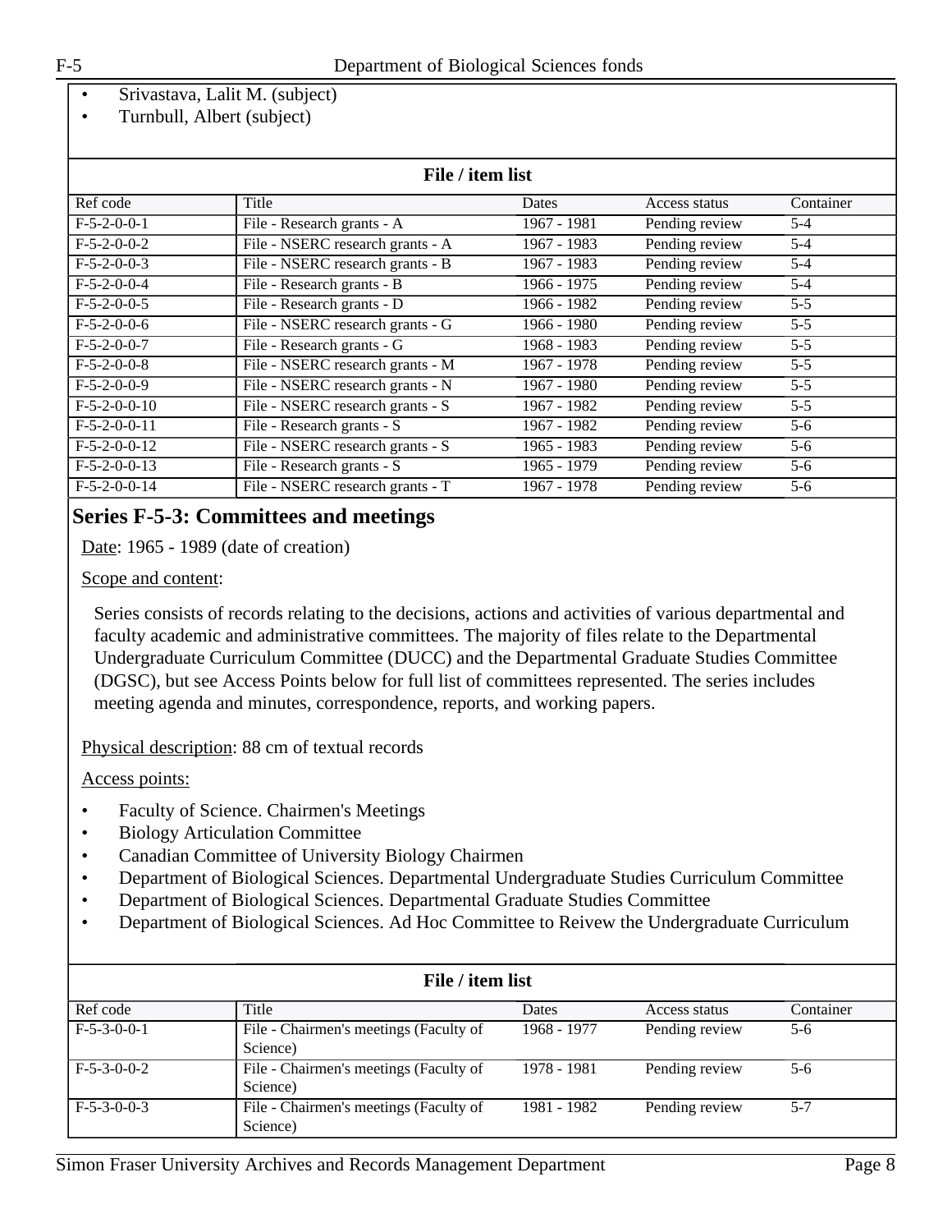- Srivastava, Lalit M. (subject)
- Turnbull, Albert (subject)

**File / item list**

| Ref code | Title | Dates | Access status | Container |
|---|---|---|---|---|
| F-5-2-0-0-1 | File - Research grants - A | 1967 - 1981 | Pending review | 5-4 |
| F-5-2-0-0-2 | File - NSERC research grants - A | 1967 - 1983 | Pending review | 5-4 |
| F-5-2-0-0-3 | File - NSERC research grants - B | 1967 - 1983 | Pending review | 5-4 |
| F-5-2-0-0-4 | File - Research grants - B | 1966 - 1975 | Pending review | 5-4 |
| F-5-2-0-0-5 | File - Research grants - D | 1966 - 1982 | Pending review | 5-5 |
| F-5-2-0-0-6 | File - NSERC research grants - G | 1966 - 1980 | Pending review | 5-5 |
| F-5-2-0-0-7 | File - Research grants - G | 1968 - 1983 | Pending review | 5-5 |
| F-5-2-0-0-8 | File - NSERC research grants - M | 1967 - 1978 | Pending review | 5-5 |
| F-5-2-0-0-9 | File - NSERC research grants - N | 1967 - 1980 | Pending review | 5-5 |
| F-5-2-0-0-10 | File - NSERC research grants - S | 1967 - 1982 | Pending review | 5-5 |
| F-5-2-0-0-11 | File - Research grants - S | 1967 - 1982 | Pending review | 5-6 |
| F-5-2-0-0-12 | File - NSERC research grants - S | 1965 - 1983 | Pending review | 5-6 |
| F-5-2-0-0-13 | File - Research grants - S | 1965 - 1979 | Pending review | 5-6 |
| F-5-2-0-0-14 | File - NSERC research grants - T | 1967 - 1978 | Pending review | 5-6 |

## Series F-5-3: Committees and meetings

Date: 1965 - 1989 (date of creation)

Scope and content:

Series consists of records relating to the decisions, actions and activities of various departmental and faculty academic and administrative committees. The majority of files relate to the Departmental Undergraduate Curriculum Committee (DUCC) and the Departmental Graduate Studies Committee (DGSC), but see Access Points below for full list of committees represented. The series includes meeting agenda and minutes, correspondence, reports, and working papers.

Physical description: 88 cm of textual records

Access points:

- Faculty of Science. Chairmen's Meetings
- Biology Articulation Committee
- Canadian Committee of University Biology Chairmen
- Department of Biological Sciences. Departmental Undergraduate Studies Curriculum Committee
- Department of Biological Sciences. Departmental Graduate Studies Committee
- Department of Biological Sciences. Ad Hoc Committee to Reivew the Undergraduate Curriculum

**File / item list**

| Ref code | Title | Dates | Access status | Container |
|---|---|---|---|---|
| F-5-3-0-0-1 | File - Chairmen's meetings (Faculty of Science) | 1968 - 1977 | Pending review | 5-6 |
| F-5-3-0-0-2 | File - Chairmen's meetings (Faculty of Science) | 1978 - 1981 | Pending review | 5-6 |
| F-5-3-0-0-3 | File - Chairmen's meetings (Faculty of Science) | 1981 - 1982 | Pending review | 5-7 |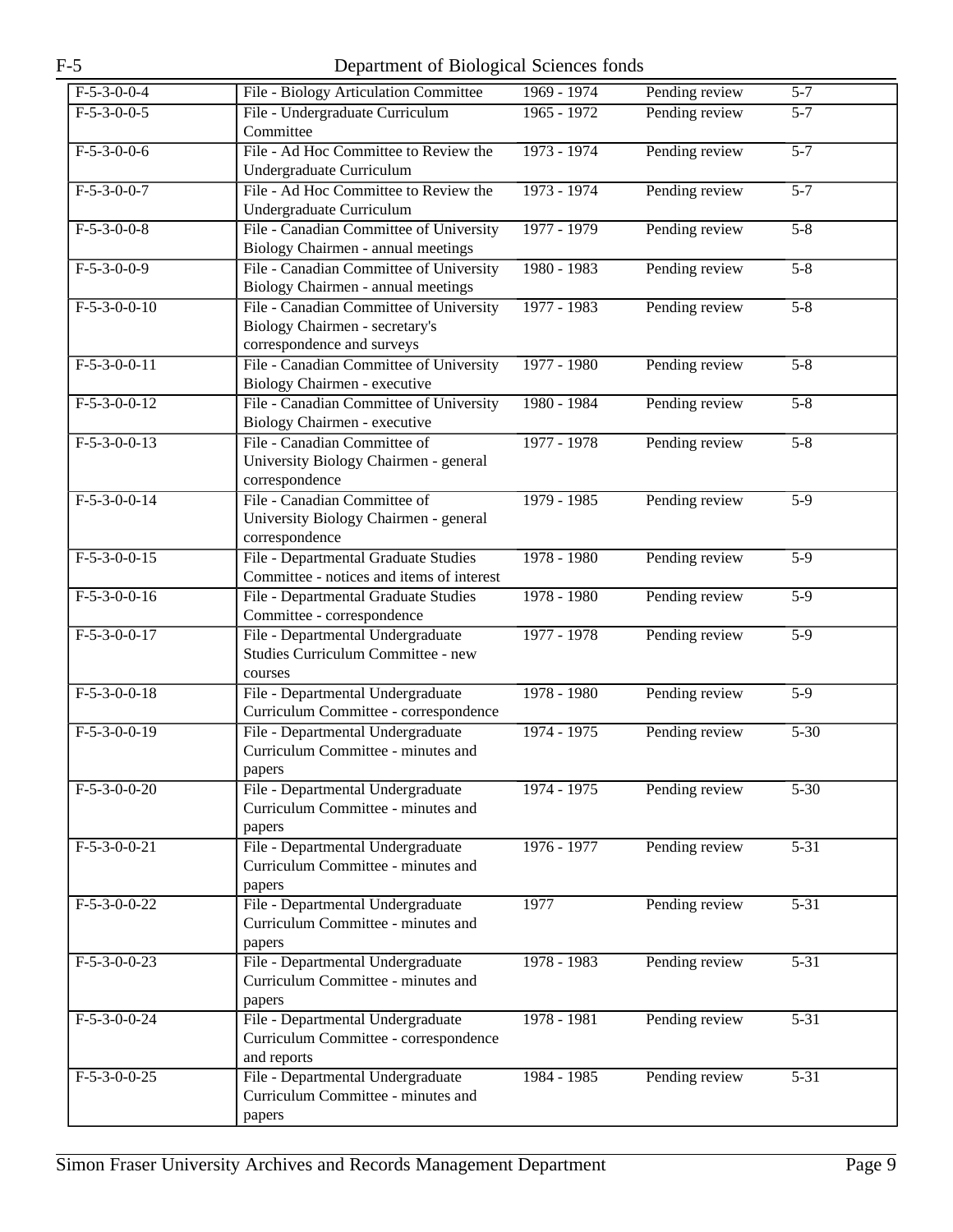| F-5-3-0-0-4 | File - Biology Articulation Committee | 1969 - 1974 | Pending review | 5-7 |
|---|---|---|---|---|
| F-5-3-0-0-5 | File - Undergraduate Curriculum Committee | 1965 - 1972 | Pending review | 5-7 |
| F-5-3-0-0-6 | File - Ad Hoc Committee to Review the Undergraduate Curriculum | 1973 - 1974 | Pending review | 5-7 |
| F-5-3-0-0-7 | File - Ad Hoc Committee to Review the Undergraduate Curriculum | 1973 - 1974 | Pending review | 5-7 |
| F-5-3-0-0-8 | File - Canadian Committee of University Biology Chairmen - annual meetings | 1977 - 1979 | Pending review | 5-8 |
| F-5-3-0-0-9 | File - Canadian Committee of University Biology Chairmen - annual meetings | 1980 - 1983 | Pending review | 5-8 |
| F-5-3-0-0-10 | File - Canadian Committee of University Biology Chairmen - secretary's correspondence and surveys | 1977 - 1983 | Pending review | 5-8 |
| F-5-3-0-0-11 | File - Canadian Committee of University Biology Chairmen - executive | 1977 - 1980 | Pending review | 5-8 |
| F-5-3-0-0-12 | File - Canadian Committee of University Biology Chairmen - executive | 1980 - 1984 | Pending review | 5-8 |
| F-5-3-0-0-13 | File - Canadian Committee of University Biology Chairmen - general correspondence | 1977 - 1978 | Pending review | 5-8 |
| F-5-3-0-0-14 | File - Canadian Committee of University Biology Chairmen - general correspondence | 1979 - 1985 | Pending review | 5-9 |
| F-5-3-0-0-15 | File - Departmental Graduate Studies Committee - notices and items of interest | 1978 - 1980 | Pending review | 5-9 |
| F-5-3-0-0-16 | File - Departmental Graduate Studies Committee - correspondence | 1978 - 1980 | Pending review | 5-9 |
| F-5-3-0-0-17 | File - Departmental Undergraduate Studies Curriculum Committee - new courses | 1977 - 1978 | Pending review | 5-9 |
| F-5-3-0-0-18 | File - Departmental Undergraduate Curriculum Committee - correspondence | 1978 - 1980 | Pending review | 5-9 |
| F-5-3-0-0-19 | File - Departmental Undergraduate Curriculum Committee - minutes and papers | 1974 - 1975 | Pending review | 5-30 |
| F-5-3-0-0-20 | File - Departmental Undergraduate Curriculum Committee - minutes and papers | 1974 - 1975 | Pending review | 5-30 |
| F-5-3-0-0-21 | File - Departmental Undergraduate Curriculum Committee - minutes and papers | 1976 - 1977 | Pending review | 5-31 |
| F-5-3-0-0-22 | File - Departmental Undergraduate Curriculum Committee - minutes and papers | 1977 | Pending review | 5-31 |
| F-5-3-0-0-23 | File - Departmental Undergraduate Curriculum Committee - minutes and papers | 1978 - 1983 | Pending review | 5-31 |
| F-5-3-0-0-24 | File - Departmental Undergraduate Curriculum Committee - correspondence and reports | 1978 - 1981 | Pending review | 5-31 |
| F-5-3-0-0-25 | File - Departmental Undergraduate Curriculum Committee - minutes and papers | 1984 - 1985 | Pending review | 5-31 |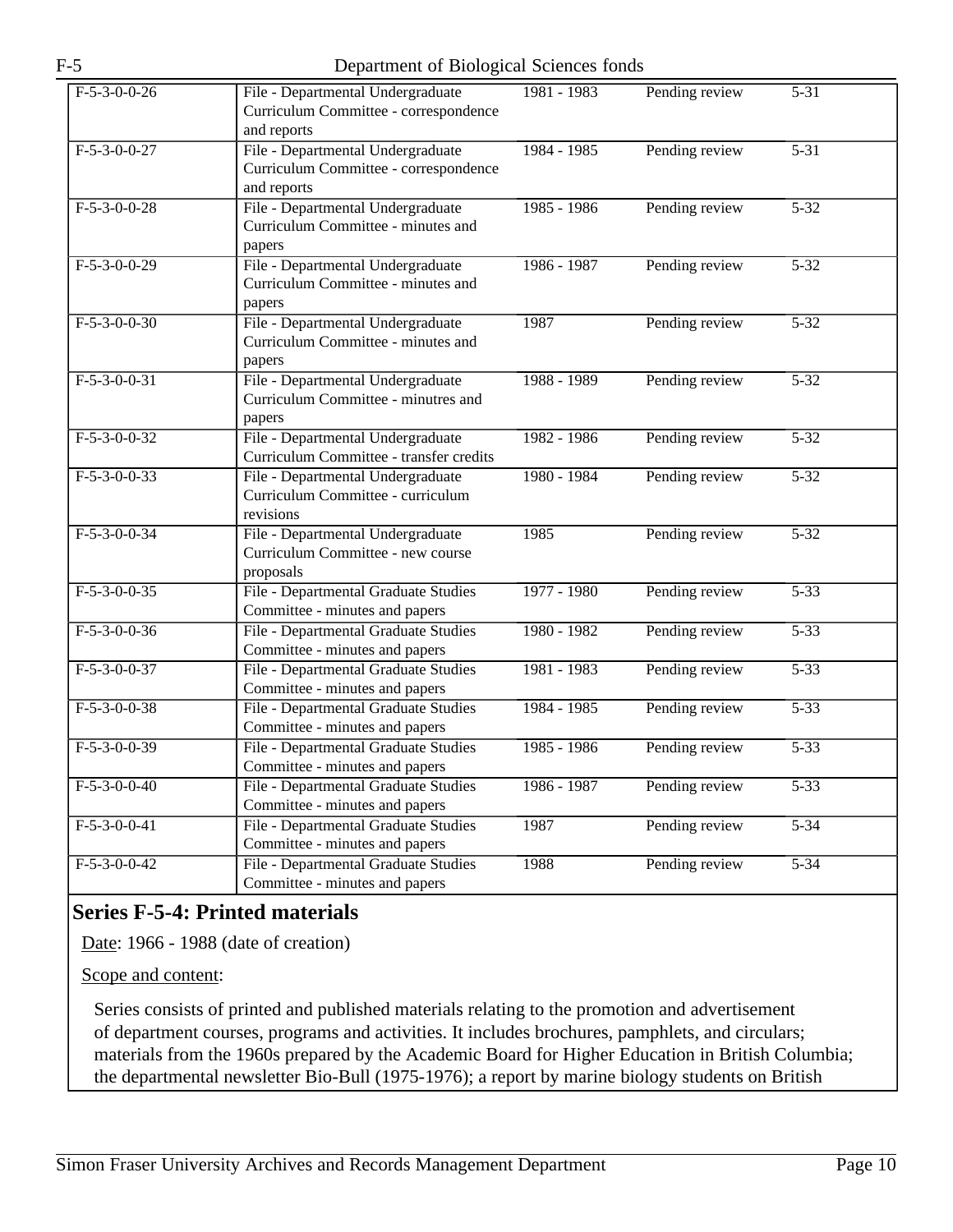| | | | | |
|---|---|---|---|---|
| F-5-3-0-0-26 | File - Departmental Undergraduate Curriculum Committee - correspondence and reports | 1981 - 1983 | Pending review | 5-31 |
| F-5-3-0-0-27 | File - Departmental Undergraduate Curriculum Committee - correspondence and reports | 1984 - 1985 | Pending review | 5-31 |
| F-5-3-0-0-28 | File - Departmental Undergraduate Curriculum Committee - minutes and papers | 1985 - 1986 | Pending review | 5-32 |
| F-5-3-0-0-29 | File - Departmental Undergraduate Curriculum Committee - minutes and papers | 1986 - 1987 | Pending review | 5-32 |
| F-5-3-0-0-30 | File - Departmental Undergraduate Curriculum Committee - minutes and papers | 1987 | Pending review | 5-32 |
| F-5-3-0-0-31 | File - Departmental Undergraduate Curriculum Committee - minutres and papers | 1988 - 1989 | Pending review | 5-32 |
| F-5-3-0-0-32 | File - Departmental Undergraduate Curriculum Committee - transfer credits | 1982 - 1986 | Pending review | 5-32 |
| F-5-3-0-0-33 | File - Departmental Undergraduate Curriculum Committee - curriculum revisions | 1980 - 1984 | Pending review | 5-32 |
| F-5-3-0-0-34 | File - Departmental Undergraduate Curriculum Committee - new course proposals | 1985 | Pending review | 5-32 |
| F-5-3-0-0-35 | File - Departmental Graduate Studies Committee - minutes and papers | 1977 - 1980 | Pending review | 5-33 |
| F-5-3-0-0-36 | File - Departmental Graduate Studies Committee - minutes and papers | 1980 - 1982 | Pending review | 5-33 |
| F-5-3-0-0-37 | File - Departmental Graduate Studies Committee - minutes and papers | 1981 - 1983 | Pending review | 5-33 |
| F-5-3-0-0-38 | File - Departmental Graduate Studies Committee - minutes and papers | 1984 - 1985 | Pending review | 5-33 |
| F-5-3-0-0-39 | File - Departmental Graduate Studies Committee - minutes and papers | 1985 - 1986 | Pending review | 5-33 |
| F-5-3-0-0-40 | File - Departmental Graduate Studies Committee - minutes and papers | 1986 - 1987 | Pending review | 5-33 |
| F-5-3-0-0-41 | File - Departmental Graduate Studies Committee - minutes and papers | 1987 | Pending review | 5-34 |
| F-5-3-0-0-42 | File - Departmental Graduate Studies Committee - minutes and papers | 1988 | Pending review | 5-34 |

## Series F-5-4: Printed materials

Date: 1966 - 1988 (date of creation)

Scope and content:

Series consists of printed and published materials relating to the promotion and advertisement of department courses, programs and activities. It includes brochures, pamphlets, and circulars; materials from the 1960s prepared by the Academic Board for Higher Education in British Columbia; the departmental newsletter Bio-Bull (1975-1976); a report by marine biology students on British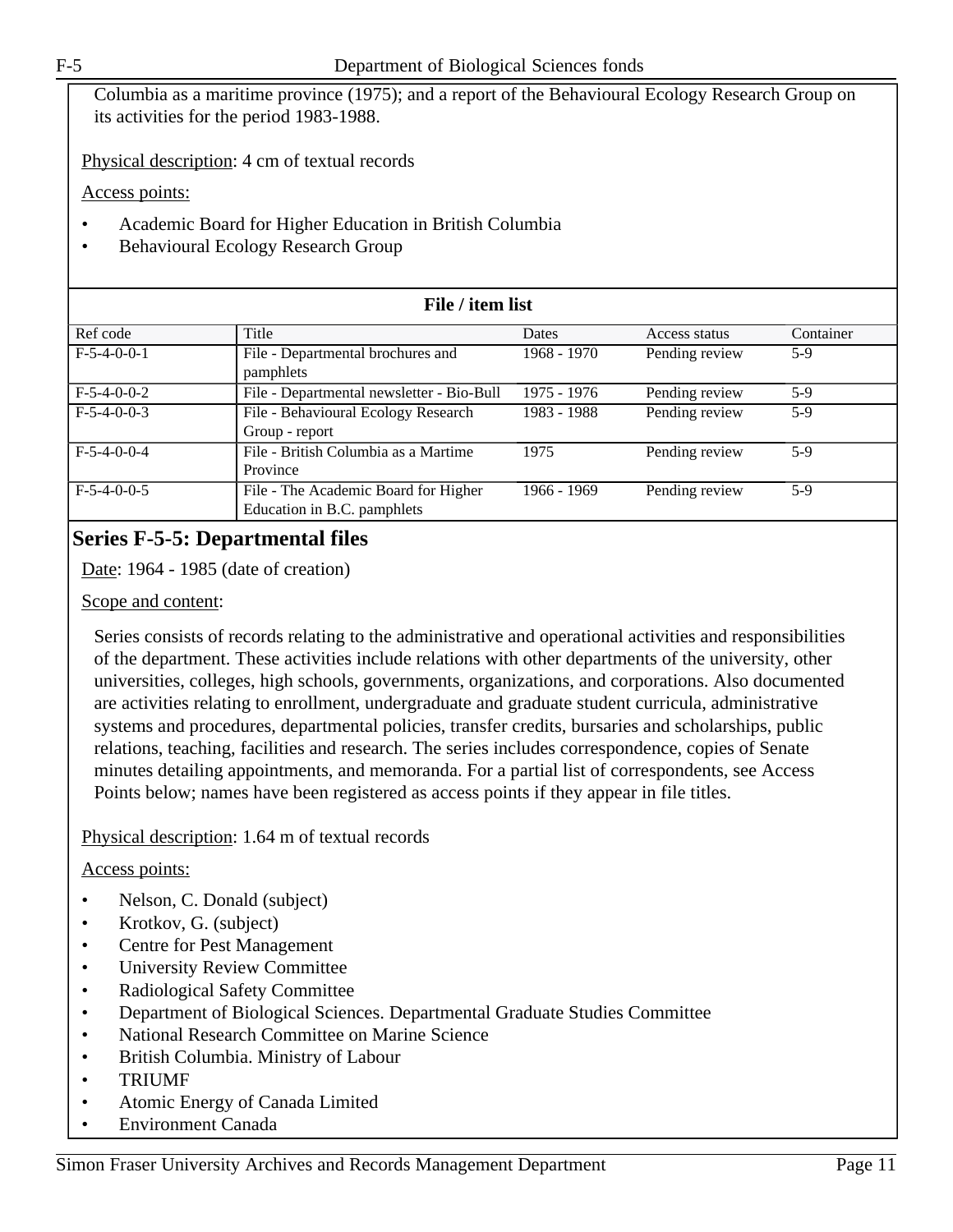Columbia as a maritime province (1975); and a report of the Behavioural Ecology Research Group on its activities for the period 1983-1988.

Physical description: 4 cm of textual records

Access points:

- Academic Board for Higher Education in British Columbia
- Behavioural Ecology Research Group

**File / item list**

| Ref code | Title | Dates | Access status | Container |
|---|---|---|---|---|
| F-5-4-0-0-1 | File - Departmental brochures and pamphlets | 1968 - 1970 | Pending review | 5-9 |
| F-5-4-0-0-2 | File - Departmental newsletter - Bio-Bull | 1975 - 1976 | Pending review | 5-9 |
| F-5-4-0-0-3 | File - Behavioural Ecology Research Group - report | 1983 - 1988 | Pending review | 5-9 |
| F-5-4-0-0-4 | File - British Columbia as a Martime Province | 1975 | Pending review | 5-9 |
| F-5-4-0-0-5 | File - The Academic Board for Higher Education in B.C. pamphlets | 1966 - 1969 | Pending review | 5-9 |

## Series F-5-5: Departmental files

Date: 1964 - 1985 (date of creation)

Scope and content:

Series consists of records relating to the administrative and operational activities and responsibilities of the department. These activities include relations with other departments of the university, other universities, colleges, high schools, governments, organizations, and corporations. Also documented are activities relating to enrollment, undergraduate and graduate student curricula, administrative systems and procedures, departmental policies, transfer credits, bursaries and scholarships, public relations, teaching, facilities and research. The series includes correspondence, copies of Senate minutes detailing appointments, and memoranda. For a partial list of correspondents, see Access Points below; names have been registered as access points if they appear in file titles.

Physical description: 1.64 m of textual records

Access points:

- Nelson, C. Donald (subject)
- Krotkov, G. (subject)
- Centre for Pest Management
- University Review Committee
- Radiological Safety Committee
- Department of Biological Sciences. Departmental Graduate Studies Committee
- National Research Committee on Marine Science
- British Columbia. Ministry of Labour
- TRIUMF
- Atomic Energy of Canada Limited
- Environment Canada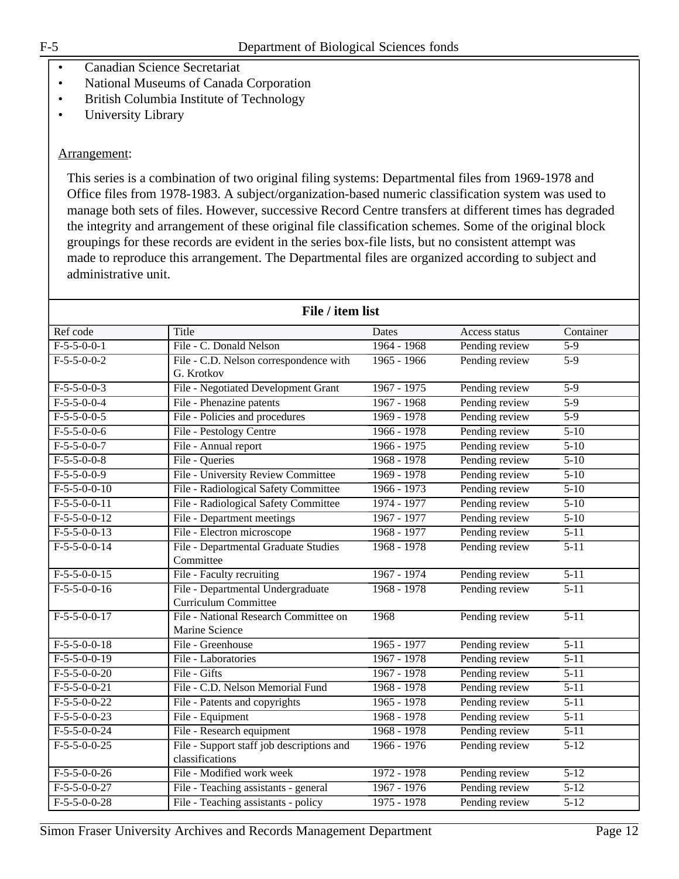- Canadian Science Secretariat
- National Museums of Canada Corporation
- British Columbia Institute of Technology
- University Library

Arrangement:

This series is a combination of two original filing systems: Departmental files from 1969-1978 and Office files from 1978-1983. A subject/organization-based numeric classification system was used to manage both sets of files. However, successive Record Centre transfers at different times has degraded the integrity and arrangement of these original file classification schemes. Some of the original block groupings for these records are evident in the series box-file lists, but no consistent attempt was made to reproduce this arrangement. The Departmental files are organized according to subject and administrative unit.

**File / item list**

| Ref code | Title | Dates | Access status | Container |
|---|---|---|---|---|
| F-5-5-0-0-1 | File - C. Donald Nelson | 1964 - 1968 | Pending review | 5-9 |
| F-5-5-0-0-2 | File - C.D. Nelson correspondence with G. Krotkov | 1965 - 1966 | Pending review | 5-9 |
| F-5-5-0-0-3 | File - Negotiated Development Grant | 1967 - 1975 | Pending review | 5-9 |
| F-5-5-0-0-4 | File - Phenazine patents | 1967 - 1968 | Pending review | 5-9 |
| F-5-5-0-0-5 | File - Policies and procedures | 1969 - 1978 | Pending review | 5-9 |
| F-5-5-0-0-6 | File - Pestology Centre | 1966 - 1978 | Pending review | 5-10 |
| F-5-5-0-0-7 | File - Annual report | 1966 - 1975 | Pending review | 5-10 |
| F-5-5-0-0-8 | File - Queries | 1968 - 1978 | Pending review | 5-10 |
| F-5-5-0-0-9 | File - University Review Committee | 1969 - 1978 | Pending review | 5-10 |
| F-5-5-0-0-10 | File - Radiological Safety Committee | 1966 - 1973 | Pending review | 5-10 |
| F-5-5-0-0-11 | File - Radiological Safety Committee | 1974 - 1977 | Pending review | 5-10 |
| F-5-5-0-0-12 | File - Department meetings | 1967 - 1977 | Pending review | 5-10 |
| F-5-5-0-0-13 | File - Electron microscope | 1968 - 1977 | Pending review | 5-11 |
| F-5-5-0-0-14 | File - Departmental Graduate Studies Committee | 1968 - 1978 | Pending review | 5-11 |
| F-5-5-0-0-15 | File - Faculty recruiting | 1967 - 1974 | Pending review | 5-11 |
| F-5-5-0-0-16 | File - Departmental Undergraduate Curriculum Committee | 1968 - 1978 | Pending review | 5-11 |
| F-5-5-0-0-17 | File - National Research Committee on Marine Science | 1968 | Pending review | 5-11 |
| F-5-5-0-0-18 | File - Greenhouse | 1965 - 1977 | Pending review | 5-11 |
| F-5-5-0-0-19 | File - Laboratories | 1967 - 1978 | Pending review | 5-11 |
| F-5-5-0-0-20 | File - Gifts | 1967 - 1978 | Pending review | 5-11 |
| F-5-5-0-0-21 | File - C.D. Nelson Memorial Fund | 1968 - 1978 | Pending review | 5-11 |
| F-5-5-0-0-22 | File - Patents and copyrights | 1965 - 1978 | Pending review | 5-11 |
| F-5-5-0-0-23 | File - Equipment | 1968 - 1978 | Pending review | 5-11 |
| F-5-5-0-0-24 | File - Research equipment | 1968 - 1978 | Pending review | 5-11 |
| F-5-5-0-0-25 | File - Support staff job descriptions and classifications | 1966 - 1976 | Pending review | 5-12 |
| F-5-5-0-0-26 | File - Modified work week | 1972 - 1978 | Pending review | 5-12 |
| F-5-5-0-0-27 | File - Teaching assistants - general | 1967 - 1976 | Pending review | 5-12 |
| F-5-5-0-0-28 | File - Teaching assistants - policy | 1975 - 1978 | Pending review | 5-12 |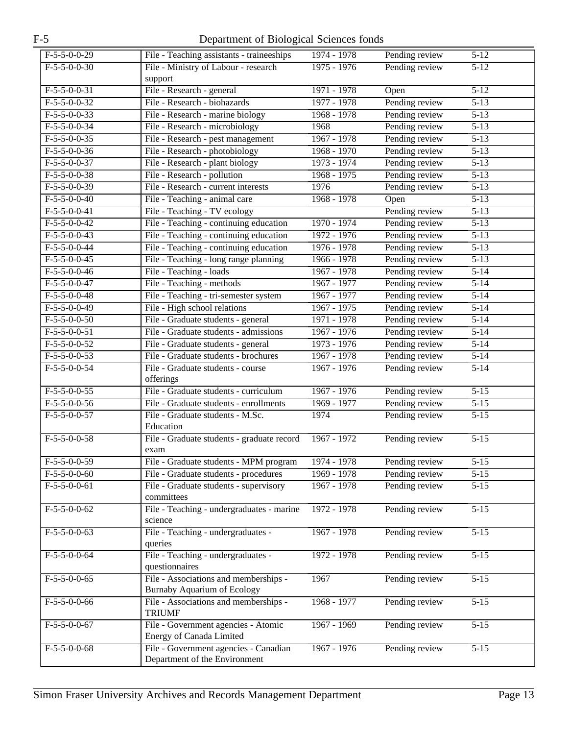| | | | | |
|---|---|---|---|---|
| F-5-5-0-0-29 | File - Teaching assistants - traineeships | 1974 - 1978 | Pending review | 5-12 |
| F-5-5-0-0-30 | File - Ministry of Labour - research support | 1975 - 1976 | Pending review | 5-12 |
| F-5-5-0-0-31 | File - Research - general | 1971 - 1978 | Open | 5-12 |
| F-5-5-0-0-32 | File - Research - biohazards | 1977 - 1978 | Pending review | 5-13 |
| F-5-5-0-0-33 | File - Research - marine biology | 1968 - 1978 | Pending review | 5-13 |
| F-5-5-0-0-34 | File - Research - microbiology | 1968 | Pending review | 5-13 |
| F-5-5-0-0-35 | File - Research - pest management | 1967 - 1978 | Pending review | 5-13 |
| F-5-5-0-0-36 | File - Research - photobiology | 1968 - 1970 | Pending review | 5-13 |
| F-5-5-0-0-37 | File - Research - plant biology | 1973 - 1974 | Pending review | 5-13 |
| F-5-5-0-0-38 | File - Research - pollution | 1968 - 1975 | Pending review | 5-13 |
| F-5-5-0-0-39 | File - Research - current interests | 1976 | Pending review | 5-13 |
| F-5-5-0-0-40 | File - Teaching - animal care | 1968 - 1978 | Open | 5-13 |
| F-5-5-0-0-41 | File - Teaching - TV ecology | | Pending review | 5-13 |
| F-5-5-0-0-42 | File - Teaching - continuing education | 1970 - 1974 | Pending review | 5-13 |
| F-5-5-0-0-43 | File - Teaching - continuing education | 1972 - 1976 | Pending review | 5-13 |
| F-5-5-0-0-44 | File - Teaching - continuing education | 1976 - 1978 | Pending review | 5-13 |
| F-5-5-0-0-45 | File - Teaching - long range planning | 1966 - 1978 | Pending review | 5-13 |
| F-5-5-0-0-46 | File - Teaching - loads | 1967 - 1978 | Pending review | 5-14 |
| F-5-5-0-0-47 | File - Teaching - methods | 1967 - 1977 | Pending review | 5-14 |
| F-5-5-0-0-48 | File - Teaching - tri-semester system | 1967 - 1977 | Pending review | 5-14 |
| F-5-5-0-0-49 | File - High school relations | 1967 - 1975 | Pending review | 5-14 |
| F-5-5-0-0-50 | File - Graduate students - general | 1971 - 1978 | Pending review | 5-14 |
| F-5-5-0-0-51 | File - Graduate students - admissions | 1967 - 1976 | Pending review | 5-14 |
| F-5-5-0-0-52 | File - Graduate students - general | 1973 - 1976 | Pending review | 5-14 |
| F-5-5-0-0-53 | File - Graduate students - brochures | 1967 - 1978 | Pending review | 5-14 |
| F-5-5-0-0-54 | File - Graduate students - course offerings | 1967 - 1976 | Pending review | 5-14 |
| F-5-5-0-0-55 | File - Graduate students - curriculum | 1967 - 1976 | Pending review | 5-15 |
| F-5-5-0-0-56 | File - Graduate students - enrollments | 1969 - 1977 | Pending review | 5-15 |
| F-5-5-0-0-57 | File - Graduate students - M.Sc. Education | 1974 | Pending review | 5-15 |
| F-5-5-0-0-58 | File - Graduate students - graduate record exam | 1967 - 1972 | Pending review | 5-15 |
| F-5-5-0-0-59 | File - Graduate students - MPM program | 1974 - 1978 | Pending review | 5-15 |
| F-5-5-0-0-60 | File - Graduate students - procedures | 1969 - 1978 | Pending review | 5-15 |
| F-5-5-0-0-61 | File - Graduate students - supervisory committees | 1967 - 1978 | Pending review | 5-15 |
| F-5-5-0-0-62 | File - Teaching - undergraduates - marine science | 1972 - 1978 | Pending review | 5-15 |
| F-5-5-0-0-63 | File - Teaching - undergraduates - queries | 1967 - 1978 | Pending review | 5-15 |
| F-5-5-0-0-64 | File - Teaching - undergraduates - questionnaires | 1972 - 1978 | Pending review | 5-15 |
| F-5-5-0-0-65 | File - Associations and memberships - Burnaby Aquarium of Ecology | 1967 | Pending review | 5-15 |
| F-5-5-0-0-66 | File - Associations and memberships - TRIUMF | 1968 - 1977 | Pending review | 5-15 |
| F-5-5-0-0-67 | File - Government agencies - Atomic Energy of Canada Limited | 1967 - 1969 | Pending review | 5-15 |
| F-5-5-0-0-68 | File - Government agencies - Canadian Department of the Environment | 1967 - 1976 | Pending review | 5-15 |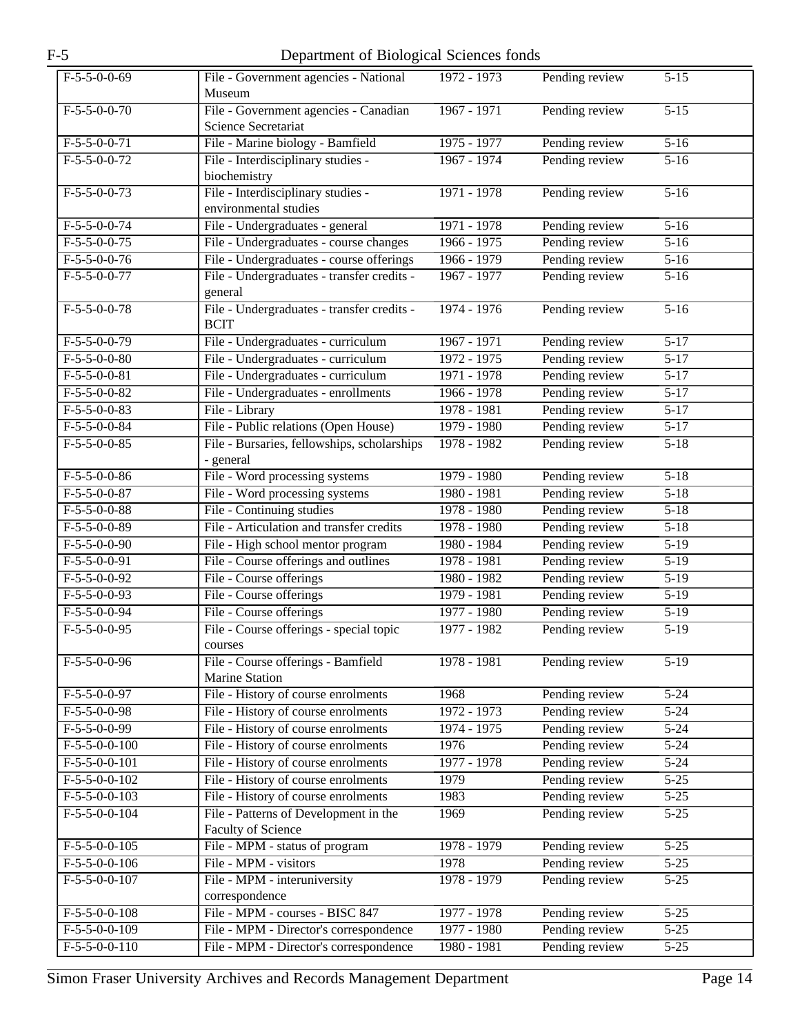| | | | | |
|---|---|---|---|---|
| F-5-5-0-0-69 | File - Government agencies - National Museum | 1972 - 1973 | Pending review | 5-15 |
| F-5-5-0-0-70 | File - Government agencies - Canadian Science Secretariat | 1967 - 1971 | Pending review | 5-15 |
| F-5-5-0-0-71 | File - Marine biology - Bamfield | 1975 - 1977 | Pending review | 5-16 |
| F-5-5-0-0-72 | File - Interdisciplinary studies - biochemistry | 1967 - 1974 | Pending review | 5-16 |
| F-5-5-0-0-73 | File - Interdisciplinary studies - environmental studies | 1971 - 1978 | Pending review | 5-16 |
| F-5-5-0-0-74 | File - Undergraduates - general | 1971 - 1978 | Pending review | 5-16 |
| F-5-5-0-0-75 | File - Undergraduates - course changes | 1966 - 1975 | Pending review | 5-16 |
| F-5-5-0-0-76 | File - Undergraduates - course offerings | 1966 - 1979 | Pending review | 5-16 |
| F-5-5-0-0-77 | File - Undergraduates - transfer credits - general | 1967 - 1977 | Pending review | 5-16 |
| F-5-5-0-0-78 | File - Undergraduates - transfer credits - BCIT | 1974 - 1976 | Pending review | 5-16 |
| F-5-5-0-0-79 | File - Undergraduates - curriculum | 1967 - 1971 | Pending review | 5-17 |
| F-5-5-0-0-80 | File - Undergraduates - curriculum | 1972 - 1975 | Pending review | 5-17 |
| F-5-5-0-0-81 | File - Undergraduates - curriculum | 1971 - 1978 | Pending review | 5-17 |
| F-5-5-0-0-82 | File - Undergraduates - enrollments | 1966 - 1978 | Pending review | 5-17 |
| F-5-5-0-0-83 | File - Library | 1978 - 1981 | Pending review | 5-17 |
| F-5-5-0-0-84 | File - Public relations (Open House) | 1979 - 1980 | Pending review | 5-17 |
| F-5-5-0-0-85 | File - Bursaries, fellowships, scholarships - general | 1978 - 1982 | Pending review | 5-18 |
| F-5-5-0-0-86 | File - Word processing systems | 1979 - 1980 | Pending review | 5-18 |
| F-5-5-0-0-87 | File - Word processing systems | 1980 - 1981 | Pending review | 5-18 |
| F-5-5-0-0-88 | File - Continuing studies | 1978 - 1980 | Pending review | 5-18 |
| F-5-5-0-0-89 | File - Articulation and transfer credits | 1978 - 1980 | Pending review | 5-18 |
| F-5-5-0-0-90 | File - High school mentor program | 1980 - 1984 | Pending review | 5-19 |
| F-5-5-0-0-91 | File - Course offerings and outlines | 1978 - 1981 | Pending review | 5-19 |
| F-5-5-0-0-92 | File - Course offerings | 1980 - 1982 | Pending review | 5-19 |
| F-5-5-0-0-93 | File - Course offerings | 1979 - 1981 | Pending review | 5-19 |
| F-5-5-0-0-94 | File - Course offerings | 1977 - 1980 | Pending review | 5-19 |
| F-5-5-0-0-95 | File - Course offerings - special topic courses | 1977 - 1982 | Pending review | 5-19 |
| F-5-5-0-0-96 | File - Course offerings - Bamfield Marine Station | 1978 - 1981 | Pending review | 5-19 |
| F-5-5-0-0-97 | File - History of course enrolments | 1968 | Pending review | 5-24 |
| F-5-5-0-0-98 | File - History of course enrolments | 1972 - 1973 | Pending review | 5-24 |
| F-5-5-0-0-99 | File - History of course enrolments | 1974 - 1975 | Pending review | 5-24 |
| F-5-5-0-0-100 | File - History of course enrolments | 1976 | Pending review | 5-24 |
| F-5-5-0-0-101 | File - History of course enrolments | 1977 - 1978 | Pending review | 5-24 |
| F-5-5-0-0-102 | File - History of course enrolments | 1979 | Pending review | 5-25 |
| F-5-5-0-0-103 | File - History of course enrolments | 1983 | Pending review | 5-25 |
| F-5-5-0-0-104 | File - Patterns of Development in the Faculty of Science | 1969 | Pending review | 5-25 |
| F-5-5-0-0-105 | File - MPM - status of program | 1978 - 1979 | Pending review | 5-25 |
| F-5-5-0-0-106 | File - MPM - visitors | 1978 | Pending review | 5-25 |
| F-5-5-0-0-107 | File - MPM - interuniversity correspondence | 1978 - 1979 | Pending review | 5-25 |
| F-5-5-0-0-108 | File - MPM - courses - BISC 847 | 1977 - 1978 | Pending review | 5-25 |
| F-5-5-0-0-109 | File - MPM - Director's correspondence | 1977 - 1980 | Pending review | 5-25 |
| F-5-5-0-0-110 | File - MPM - Director's correspondence | 1980 - 1981 | Pending review | 5-25 |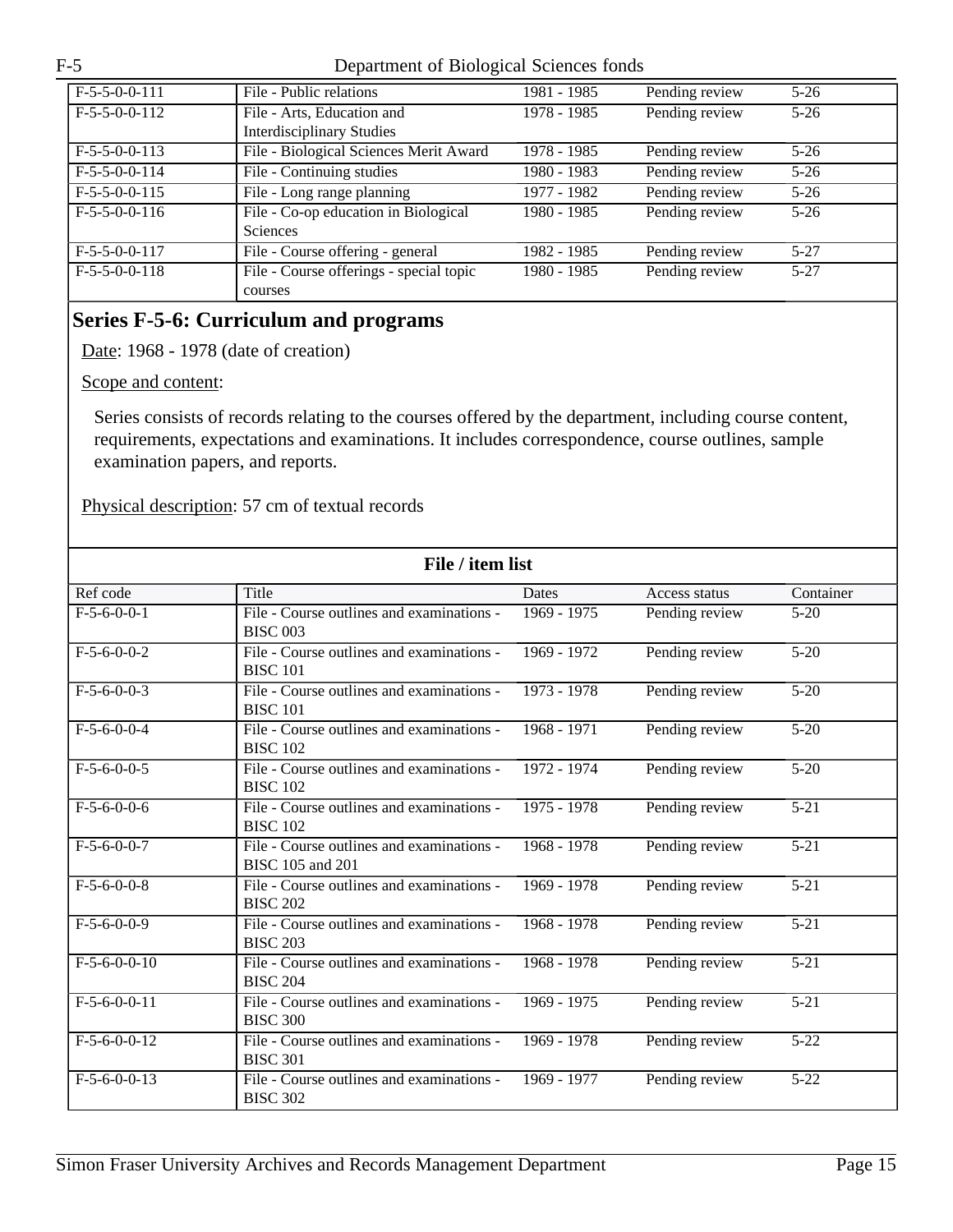| | | | | |
|---|---|---|---|---|
| F-5-5-0-0-111 | File - Public relations | 1981 - 1985 | Pending review | 5-26 |
| F-5-5-0-0-112 | File - Arts, Education and Interdisciplinary Studies | 1978 - 1985 | Pending review | 5-26 |
| F-5-5-0-0-113 | File - Biological Sciences Merit Award | 1978 - 1985 | Pending review | 5-26 |
| F-5-5-0-0-114 | File - Continuing studies | 1980 - 1983 | Pending review | 5-26 |
| F-5-5-0-0-115 | File - Long range planning | 1977 - 1982 | Pending review | 5-26 |
| F-5-5-0-0-116 | File - Co-op education in Biological Sciences | 1980 - 1985 | Pending review | 5-26 |
| F-5-5-0-0-117 | File - Course offering - general | 1982 - 1985 | Pending review | 5-27 |
| F-5-5-0-0-118 | File - Course offerings - special topic courses | 1980 - 1985 | Pending review | 5-27 |

## Series F-5-6: Curriculum and programs

Date: 1968 - 1978 (date of creation)

Scope and content:

Series consists of records relating to the courses offered by the department, including course content, requirements, expectations and examinations. It includes correspondence, course outlines, sample examination papers, and reports.

Physical description: 57 cm of textual records

**File / item list**

| Ref code | Title | Dates | Access status | Container |
|---|---|---|---|---|
| F-5-6-0-0-1 | File - Course outlines and examinations - BISC 003 | 1969 - 1975 | Pending review | 5-20 |
| F-5-6-0-0-2 | File - Course outlines and examinations - BISC 101 | 1969 - 1972 | Pending review | 5-20 |
| F-5-6-0-0-3 | File - Course outlines and examinations - BISC 101 | 1973 - 1978 | Pending review | 5-20 |
| F-5-6-0-0-4 | File - Course outlines and examinations - BISC 102 | 1968 - 1971 | Pending review | 5-20 |
| F-5-6-0-0-5 | File - Course outlines and examinations - BISC 102 | 1972 - 1974 | Pending review | 5-20 |
| F-5-6-0-0-6 | File - Course outlines and examinations - BISC 102 | 1975 - 1978 | Pending review | 5-21 |
| F-5-6-0-0-7 | File - Course outlines and examinations - BISC 105 and 201 | 1968 - 1978 | Pending review | 5-21 |
| F-5-6-0-0-8 | File - Course outlines and examinations - BISC 202 | 1969 - 1978 | Pending review | 5-21 |
| F-5-6-0-0-9 | File - Course outlines and examinations - BISC 203 | 1968 - 1978 | Pending review | 5-21 |
| F-5-6-0-0-10 | File - Course outlines and examinations - BISC 204 | 1968 - 1978 | Pending review | 5-21 |
| F-5-6-0-0-11 | File - Course outlines and examinations - BISC 300 | 1969 - 1975 | Pending review | 5-21 |
| F-5-6-0-0-12 | File - Course outlines and examinations - BISC 301 | 1969 - 1978 | Pending review | 5-22 |
| F-5-6-0-0-13 | File - Course outlines and examinations - BISC 302 | 1969 - 1977 | Pending review | 5-22 |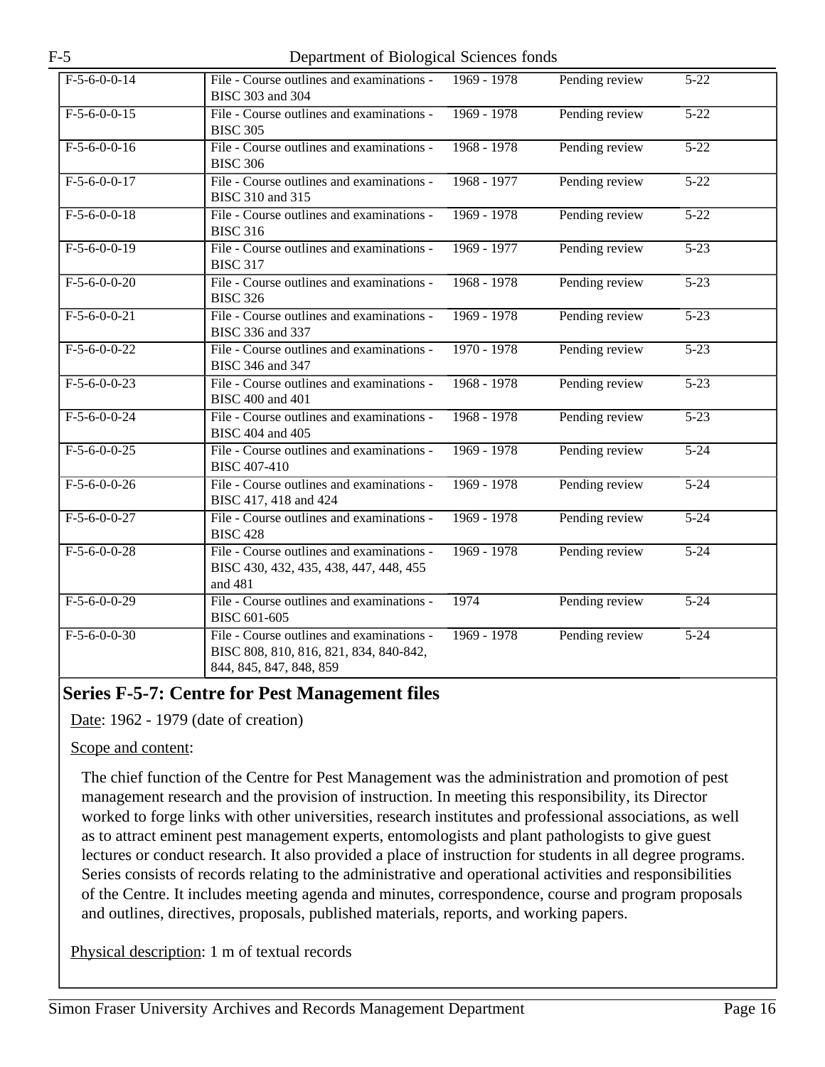| | | | | |
|---|---|---|---|---|
| F-5-6-0-0-14 | File - Course outlines and examinations - BISC 303 and 304 | 1969 - 1978 | Pending review | 5-22 |
| F-5-6-0-0-15 | File - Course outlines and examinations - BISC 305 | 1969 - 1978 | Pending review | 5-22 |
| F-5-6-0-0-16 | File - Course outlines and examinations - BISC 306 | 1968 - 1978 | Pending review | 5-22 |
| F-5-6-0-0-17 | File - Course outlines and examinations - BISC 310 and 315 | 1968 - 1977 | Pending review | 5-22 |
| F-5-6-0-0-18 | File - Course outlines and examinations - BISC 316 | 1969 - 1978 | Pending review | 5-22 |
| F-5-6-0-0-19 | File - Course outlines and examinations - BISC 317 | 1969 - 1977 | Pending review | 5-23 |
| F-5-6-0-0-20 | File - Course outlines and examinations - BISC 326 | 1968 - 1978 | Pending review | 5-23 |
| F-5-6-0-0-21 | File - Course outlines and examinations - BISC 336 and 337 | 1969 - 1978 | Pending review | 5-23 |
| F-5-6-0-0-22 | File - Course outlines and examinations - BISC 346 and 347 | 1970 - 1978 | Pending review | 5-23 |
| F-5-6-0-0-23 | File - Course outlines and examinations - BISC 400 and 401 | 1968 - 1978 | Pending review | 5-23 |
| F-5-6-0-0-24 | File - Course outlines and examinations - BISC 404 and 405 | 1968 - 1978 | Pending review | 5-23 |
| F-5-6-0-0-25 | File - Course outlines and examinations - BISC 407-410 | 1969 - 1978 | Pending review | 5-24 |
| F-5-6-0-0-26 | File - Course outlines and examinations - BISC 417, 418 and 424 | 1969 - 1978 | Pending review | 5-24 |
| F-5-6-0-0-27 | File - Course outlines and examinations - BISC 428 | 1969 - 1978 | Pending review | 5-24 |
| F-5-6-0-0-28 | File - Course outlines and examinations - BISC 430, 432, 435, 438, 447, 448, 455 and 481 | 1969 - 1978 | Pending review | 5-24 |
| F-5-6-0-0-29 | File - Course outlines and examinations - BISC 601-605 | 1974 | Pending review | 5-24 |
| F-5-6-0-0-30 | File - Course outlines and examinations - BISC 808, 810, 816, 821, 834, 840-842, 844, 845, 847, 848, 859 | 1969 - 1978 | Pending review | 5-24 |

## Series F-5-7: Centre for Pest Management files

Date: 1962 - 1979 (date of creation)

Scope and content:

The chief function of the Centre for Pest Management was the administration and promotion of pest management research and the provision of instruction. In meeting this responsibility, its Director worked to forge links with other universities, research institutes and professional associations, as well as to attract eminent pest management experts, entomologists and plant pathologists to give guest lectures or conduct research. It also provided a place of instruction for students in all degree programs. Series consists of records relating to the administrative and operational activities and responsibilities of the Centre. It includes meeting agenda and minutes, correspondence, course and program proposals and outlines, directives, proposals, published materials, reports, and working papers.

Physical description: 1 m of textual records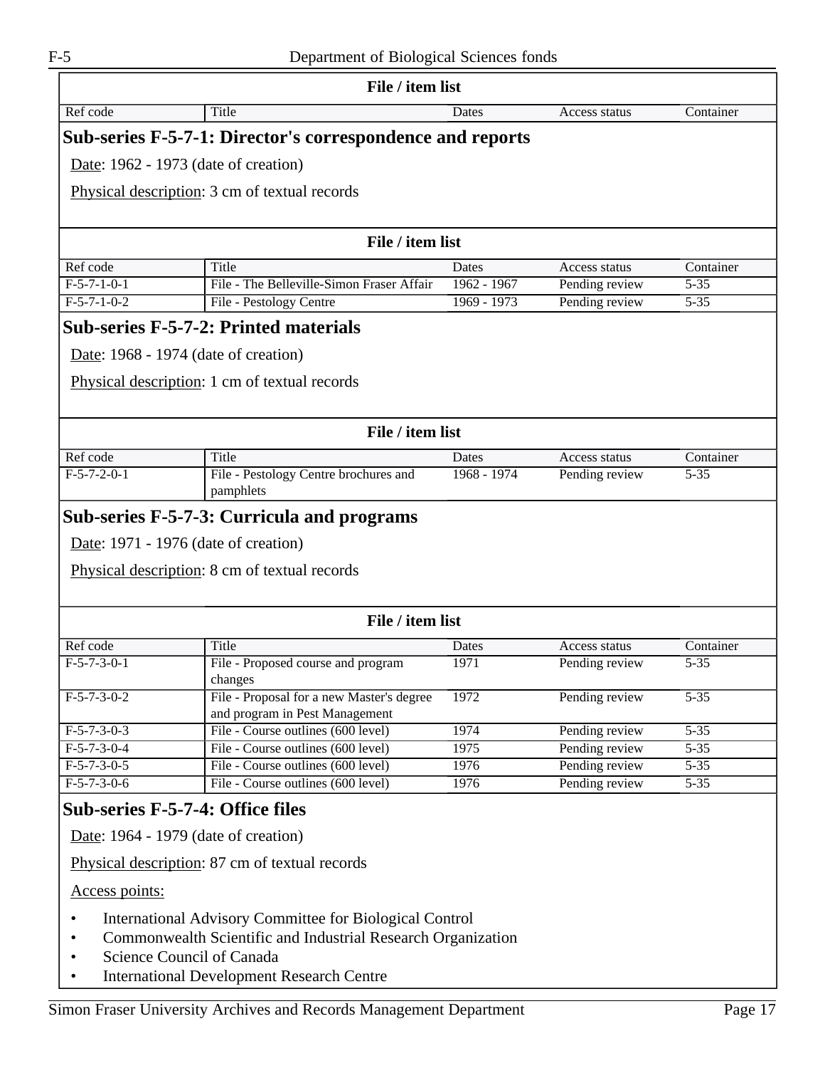**File / item list**

| Ref code | Title | Dates | Access status | Container |
|---|---|---|---|---|

## Sub-series F-5-7-1: Director's correspondence and reports

Date: 1962 - 1973 (date of creation)

Physical description: 3 cm of textual records

**File / item list**

| Ref code | Title | Dates | Access status | Container |
|---|---|---|---|---|
| F-5-7-1-0-1 | File - The Belleville-Simon Fraser Affair | 1962 - 1967 | Pending review | 5-35 |
| F-5-7-1-0-2 | File - Pestology Centre | 1969 - 1973 | Pending review | 5-35 |

## Sub-series F-5-7-2: Printed materials

Date: 1968 - 1974 (date of creation)

Physical description: 1 cm of textual records

**File / item list**

| Ref code | Title | Dates | Access status | Container |
|---|---|---|---|---|
| F-5-7-2-0-1 | File - Pestology Centre brochures and pamphlets | 1968 - 1974 | Pending review | 5-35 |

## Sub-series F-5-7-3: Curricula and programs

Date: 1971 - 1976 (date of creation)

Physical description: 8 cm of textual records

**File / item list**

| Ref code | Title | Dates | Access status | Container |
|---|---|---|---|---|
| F-5-7-3-0-1 | File - Proposed course and program changes | 1971 | Pending review | 5-35 |
| F-5-7-3-0-2 | File - Proposal for a new Master's degree and program in Pest Management | 1972 | Pending review | 5-35 |
| F-5-7-3-0-3 | File - Course outlines (600 level) | 1974 | Pending review | 5-35 |
| F-5-7-3-0-4 | File - Course outlines (600 level) | 1975 | Pending review | 5-35 |
| F-5-7-3-0-5 | File - Course outlines (600 level) | 1976 | Pending review | 5-35 |
| F-5-7-3-0-6 | File - Course outlines (600 level) | 1976 | Pending review | 5-35 |

## Sub-series F-5-7-4: Office files

Date: 1964 - 1979 (date of creation)

Physical description: 87 cm of textual records

Access points:

- International Advisory Committee for Biological Control
- Commonwealth Scientific and Industrial Research Organization
- Science Council of Canada
- International Development Research Centre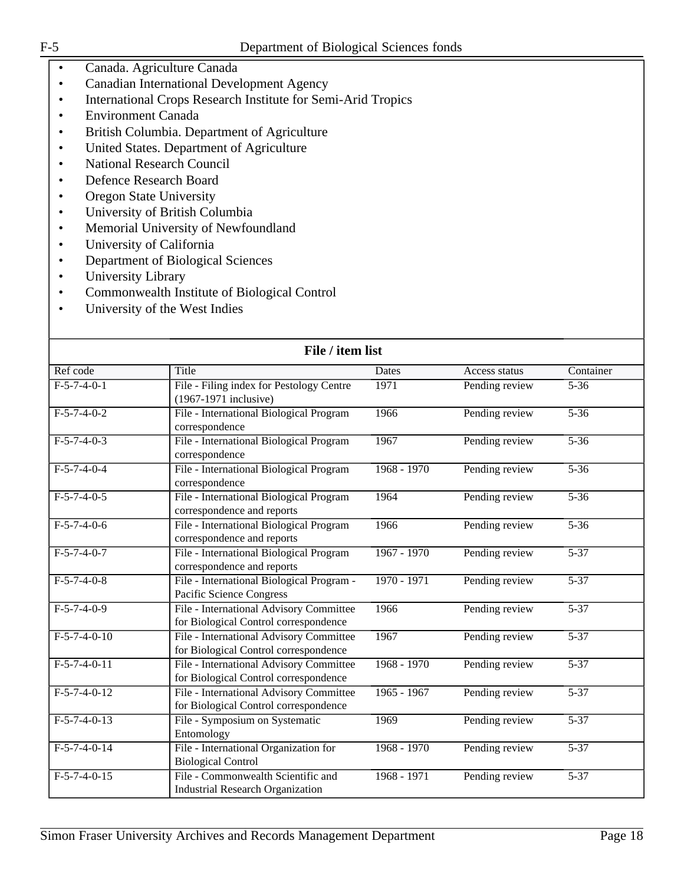- Canada. Agriculture Canada
- Canadian International Development Agency
- International Crops Research Institute for Semi-Arid Tropics
- Environment Canada
- British Columbia. Department of Agriculture
- United States. Department of Agriculture
- National Research Council
- Defence Research Board
- Oregon State University
- University of British Columbia
- Memorial University of Newfoundland
- University of California
- Department of Biological Sciences
- University Library
- Commonwealth Institute of Biological Control
- University of the West Indies

## File / item list

| Ref code | Title | Dates | Access status | Container |
|---|---|---|---|---|
| F-5-7-4-0-1 | File - Filing index for Pestology Centre (1967-1971 inclusive) | 1971 | Pending review | 5-36 |
| F-5-7-4-0-2 | File - International Biological Program correspondence | 1966 | Pending review | 5-36 |
| F-5-7-4-0-3 | File - International Biological Program correspondence | 1967 | Pending review | 5-36 |
| F-5-7-4-0-4 | File - International Biological Program correspondence | 1968 - 1970 | Pending review | 5-36 |
| F-5-7-4-0-5 | File - International Biological Program correspondence and reports | 1964 | Pending review | 5-36 |
| F-5-7-4-0-6 | File - International Biological Program correspondence and reports | 1966 | Pending review | 5-36 |
| F-5-7-4-0-7 | File - International Biological Program correspondence and reports | 1967 - 1970 | Pending review | 5-37 |
| F-5-7-4-0-8 | File - International Biological Program - Pacific Science Congress | 1970 - 1971 | Pending review | 5-37 |
| F-5-7-4-0-9 | File - International Advisory Committee for Biological Control correspondence | 1966 | Pending review | 5-37 |
| F-5-7-4-0-10 | File - International Advisory Committee for Biological Control correspondence | 1967 | Pending review | 5-37 |
| F-5-7-4-0-11 | File - International Advisory Committee for Biological Control correspondence | 1968 - 1970 | Pending review | 5-37 |
| F-5-7-4-0-12 | File - International Advisory Committee for Biological Control correspondence | 1965 - 1967 | Pending review | 5-37 |
| F-5-7-4-0-13 | File - Symposium on Systematic Entomology | 1969 | Pending review | 5-37 |
| F-5-7-4-0-14 | File - International Organization for Biological Control | 1968 - 1970 | Pending review | 5-37 |
| F-5-7-4-0-15 | File - Commonwealth Scientific and Industrial Research Organization | 1968 - 1971 | Pending review | 5-37 |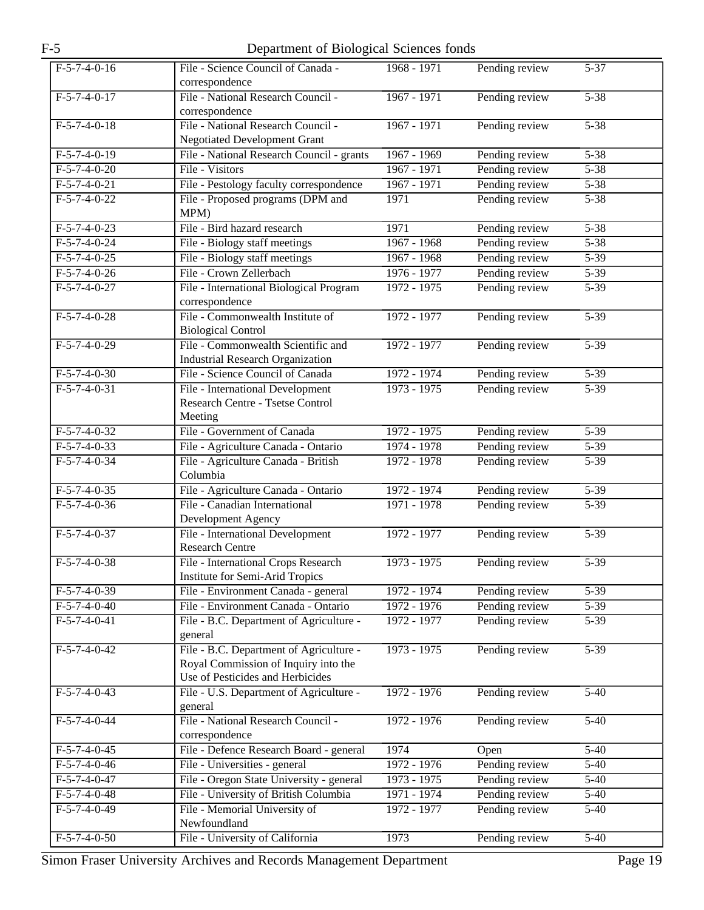| | | | | |
|---|---|---|---|---|
| F-5-7-4-0-16 | File - Science Council of Canada - correspondence | 1968 - 1971 | Pending review | 5-37 |
| F-5-7-4-0-17 | File - National Research Council - correspondence | 1967 - 1971 | Pending review | 5-38 |
| F-5-7-4-0-18 | File - National Research Council - Negotiated Development Grant | 1967 - 1971 | Pending review | 5-38 |
| F-5-7-4-0-19 | File - National Research Council - grants | 1967 - 1969 | Pending review | 5-38 |
| F-5-7-4-0-20 | File - Visitors | 1967 - 1971 | Pending review | 5-38 |
| F-5-7-4-0-21 | File - Pestology faculty correspondence | 1967 - 1971 | Pending review | 5-38 |
| F-5-7-4-0-22 | File - Proposed programs (DPM and MPM) | 1971 | Pending review | 5-38 |
| F-5-7-4-0-23 | File - Bird hazard research | 1971 | Pending review | 5-38 |
| F-5-7-4-0-24 | File - Biology staff meetings | 1967 - 1968 | Pending review | 5-38 |
| F-5-7-4-0-25 | File - Biology staff meetings | 1967 - 1968 | Pending review | 5-39 |
| F-5-7-4-0-26 | File - Crown Zellerbach | 1976 - 1977 | Pending review | 5-39 |
| F-5-7-4-0-27 | File - International Biological Program correspondence | 1972 - 1975 | Pending review | 5-39 |
| F-5-7-4-0-28 | File - Commonwealth Institute of Biological Control | 1972 - 1977 | Pending review | 5-39 |
| F-5-7-4-0-29 | File - Commonwealth Scientific and Industrial Research Organization | 1972 - 1977 | Pending review | 5-39 |
| F-5-7-4-0-30 | File - Science Council of Canada | 1972 - 1974 | Pending review | 5-39 |
| F-5-7-4-0-31 | File - International Development Research Centre - Tsetse Control Meeting | 1973 - 1975 | Pending review | 5-39 |
| F-5-7-4-0-32 | File - Government of Canada | 1972 - 1975 | Pending review | 5-39 |
| F-5-7-4-0-33 | File - Agriculture Canada - Ontario | 1974 - 1978 | Pending review | 5-39 |
| F-5-7-4-0-34 | File - Agriculture Canada - British Columbia | 1972 - 1978 | Pending review | 5-39 |
| F-5-7-4-0-35 | File - Agriculture Canada - Ontario | 1972 - 1974 | Pending review | 5-39 |
| F-5-7-4-0-36 | File - Canadian International Development Agency | 1971 - 1978 | Pending review | 5-39 |
| F-5-7-4-0-37 | File - International Development Research Centre | 1972 - 1977 | Pending review | 5-39 |
| F-5-7-4-0-38 | File - International Crops Research Institute for Semi-Arid Tropics | 1973 - 1975 | Pending review | 5-39 |
| F-5-7-4-0-39 | File - Environment Canada - general | 1972 - 1974 | Pending review | 5-39 |
| F-5-7-4-0-40 | File - Environment Canada - Ontario | 1972 - 1976 | Pending review | 5-39 |
| F-5-7-4-0-41 | File - B.C. Department of Agriculture - general | 1972 - 1977 | Pending review | 5-39 |
| F-5-7-4-0-42 | File - B.C. Department of Agriculture - Royal Commission of Inquiry into the Use of Pesticides and Herbicides | 1973 - 1975 | Pending review | 5-39 |
| F-5-7-4-0-43 | File - U.S. Department of Agriculture - general | 1972 - 1976 | Pending review | 5-40 |
| F-5-7-4-0-44 | File - National Research Council - correspondence | 1972 - 1976 | Pending review | 5-40 |
| F-5-7-4-0-45 | File - Defence Research Board - general | 1974 | Open | 5-40 |
| F-5-7-4-0-46 | File - Universities - general | 1972 - 1976 | Pending review | 5-40 |
| F-5-7-4-0-47 | File - Oregon State University - general | 1973 - 1975 | Pending review | 5-40 |
| F-5-7-4-0-48 | File - University of British Columbia | 1971 - 1974 | Pending review | 5-40 |
| F-5-7-4-0-49 | File - Memorial University of Newfoundland | 1972 - 1977 | Pending review | 5-40 |
| F-5-7-4-0-50 | File - University of California | 1973 | Pending review | 5-40 |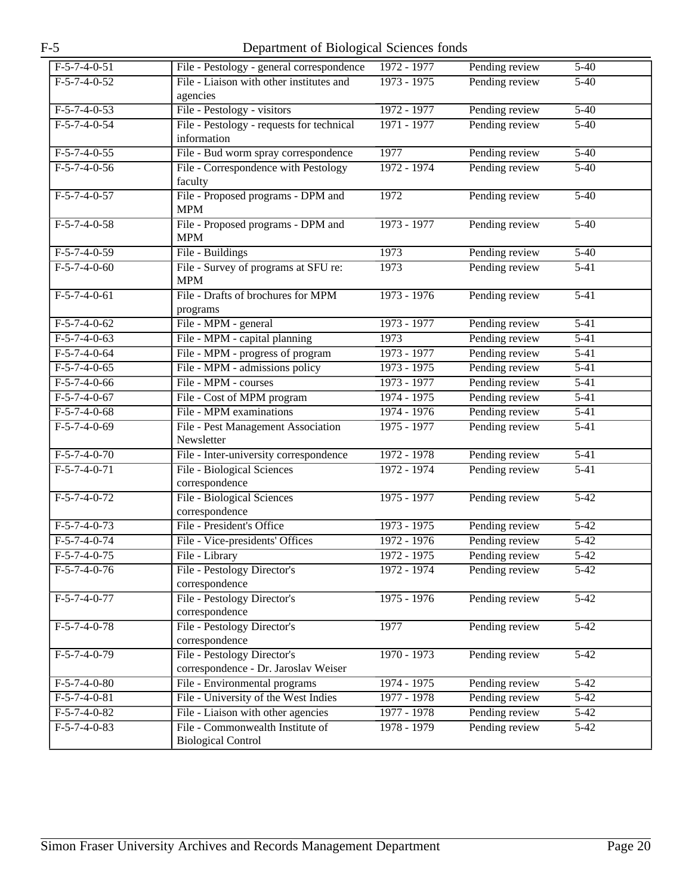| | | | | |
|---|---|---|---|---|
| F-5-7-4-0-51 | File - Pestology - general correspondence | 1972 - 1977 | Pending review | 5-40 |
| F-5-7-4-0-52 | File - Liaison with other institutes and agencies | 1973 - 1975 | Pending review | 5-40 |
| F-5-7-4-0-53 | File - Pestology - visitors | 1972 - 1977 | Pending review | 5-40 |
| F-5-7-4-0-54 | File - Pestology - requests for technical information | 1971 - 1977 | Pending review | 5-40 |
| F-5-7-4-0-55 | File - Bud worm spray correspondence | 1977 | Pending review | 5-40 |
| F-5-7-4-0-56 | File - Correspondence with Pestology faculty | 1972 - 1974 | Pending review | 5-40 |
| F-5-7-4-0-57 | File - Proposed programs - DPM and MPM | 1972 | Pending review | 5-40 |
| F-5-7-4-0-58 | File - Proposed programs - DPM and MPM | 1973 - 1977 | Pending review | 5-40 |
| F-5-7-4-0-59 | File - Buildings | 1973 | Pending review | 5-40 |
| F-5-7-4-0-60 | File - Survey of programs at SFU re: MPM | 1973 | Pending review | 5-41 |
| F-5-7-4-0-61 | File - Drafts of brochures for MPM programs | 1973 - 1976 | Pending review | 5-41 |
| F-5-7-4-0-62 | File - MPM - general | 1973 - 1977 | Pending review | 5-41 |
| F-5-7-4-0-63 | File - MPM - capital planning | 1973 | Pending review | 5-41 |
| F-5-7-4-0-64 | File - MPM - progress of program | 1973 - 1977 | Pending review | 5-41 |
| F-5-7-4-0-65 | File - MPM - admissions policy | 1973 - 1975 | Pending review | 5-41 |
| F-5-7-4-0-66 | File - MPM - courses | 1973 - 1977 | Pending review | 5-41 |
| F-5-7-4-0-67 | File - Cost of MPM program | 1974 - 1975 | Pending review | 5-41 |
| F-5-7-4-0-68 | File - MPM examinations | 1974 - 1976 | Pending review | 5-41 |
| F-5-7-4-0-69 | File - Pest Management Association Newsletter | 1975 - 1977 | Pending review | 5-41 |
| F-5-7-4-0-70 | File - Inter-university correspondence | 1972 - 1978 | Pending review | 5-41 |
| F-5-7-4-0-71 | File - Biological Sciences correspondence | 1972 - 1974 | Pending review | 5-41 |
| F-5-7-4-0-72 | File - Biological Sciences correspondence | 1975 - 1977 | Pending review | 5-42 |
| F-5-7-4-0-73 | File - President's Office | 1973 - 1975 | Pending review | 5-42 |
| F-5-7-4-0-74 | File - Vice-presidents' Offices | 1972 - 1976 | Pending review | 5-42 |
| F-5-7-4-0-75 | File - Library | 1972 - 1975 | Pending review | 5-42 |
| F-5-7-4-0-76 | File - Pestology Director's correspondence | 1972 - 1974 | Pending review | 5-42 |
| F-5-7-4-0-77 | File - Pestology Director's correspondence | 1975 - 1976 | Pending review | 5-42 |
| F-5-7-4-0-78 | File - Pestology Director's correspondence | 1977 | Pending review | 5-42 |
| F-5-7-4-0-79 | File - Pestology Director's correspondence - Dr. Jaroslav Weiser | 1970 - 1973 | Pending review | 5-42 |
| F-5-7-4-0-80 | File - Environmental programs | 1974 - 1975 | Pending review | 5-42 |
| F-5-7-4-0-81 | File - University of the West Indies | 1977 - 1978 | Pending review | 5-42 |
| F-5-7-4-0-82 | File - Liaison with other agencies | 1977 - 1978 | Pending review | 5-42 |
| F-5-7-4-0-83 | File - Commonwealth Institute of Biological Control | 1978 - 1979 | Pending review | 5-42 |